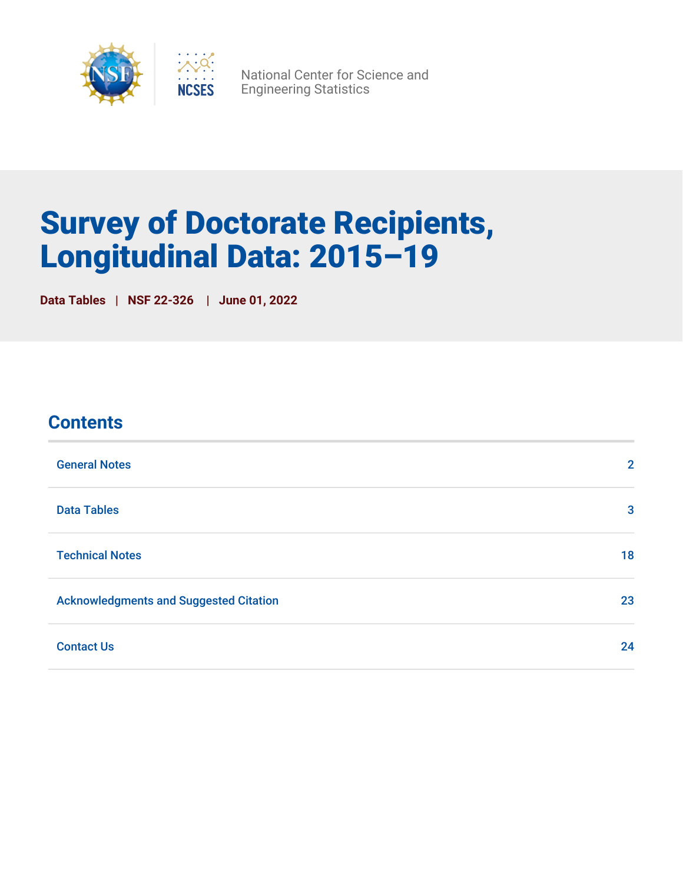National Center for Science and Engineering Statistics

# Survey of Doctorate Recipients, Longitudinal Data: 2015–19

**Data Tables | NSF 22-326 | June 01, 2022**

## Contents

| | |
|---|---|
| General Notes | 2 |
| Data Tables | 3 |
| Technical Notes | 18 |
| Acknowledgments and Suggested Citation | 23 |
| Contact Us | 24 |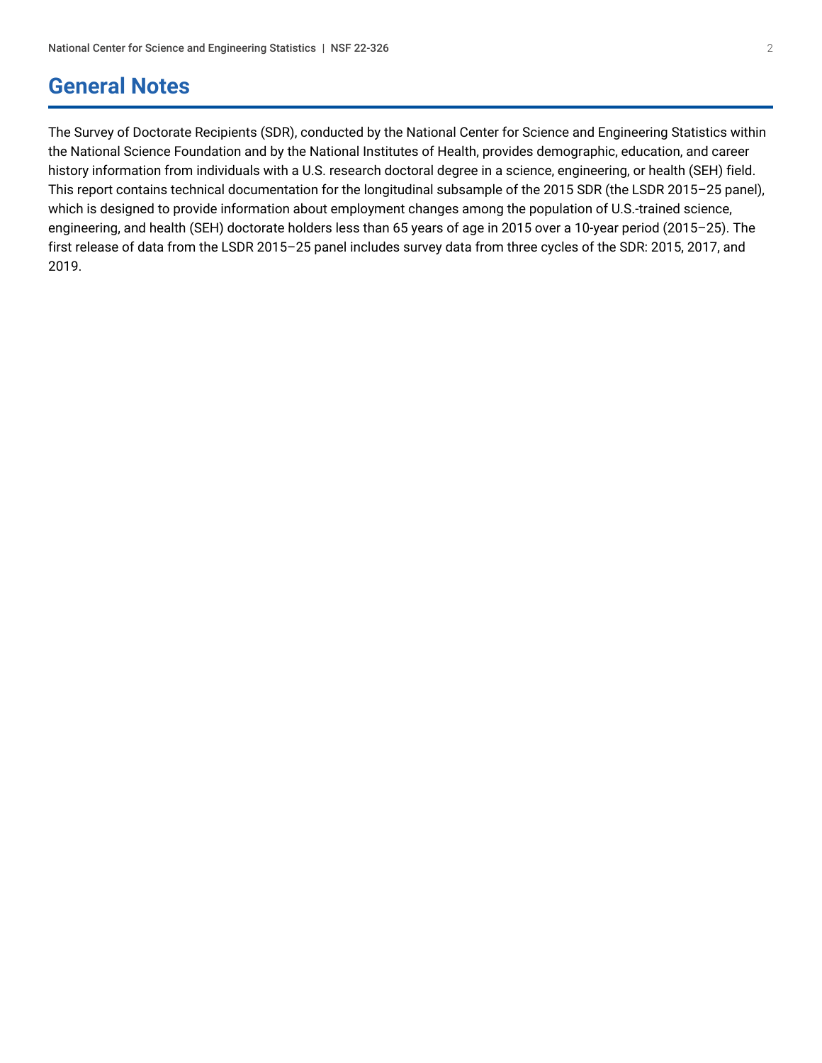# General Notes

The Survey of Doctorate Recipients (SDR), conducted by the National Center for Science and Engineering Statistics within the National Science Foundation and by the National Institutes of Health, provides demographic, education, and career history information from individuals with a U.S. research doctoral degree in a science, engineering, or health (SEH) field. This report contains technical documentation for the longitudinal subsample of the 2015 SDR (the LSDR 2015–25 panel), which is designed to provide information about employment changes among the population of U.S.-trained science, engineering, and health (SEH) doctorate holders less than 65 years of age in 2015 over a 10-year period (2015–25). The first release of data from the LSDR 2015–25 panel includes survey data from three cycles of the SDR: 2015, 2017, and 2019.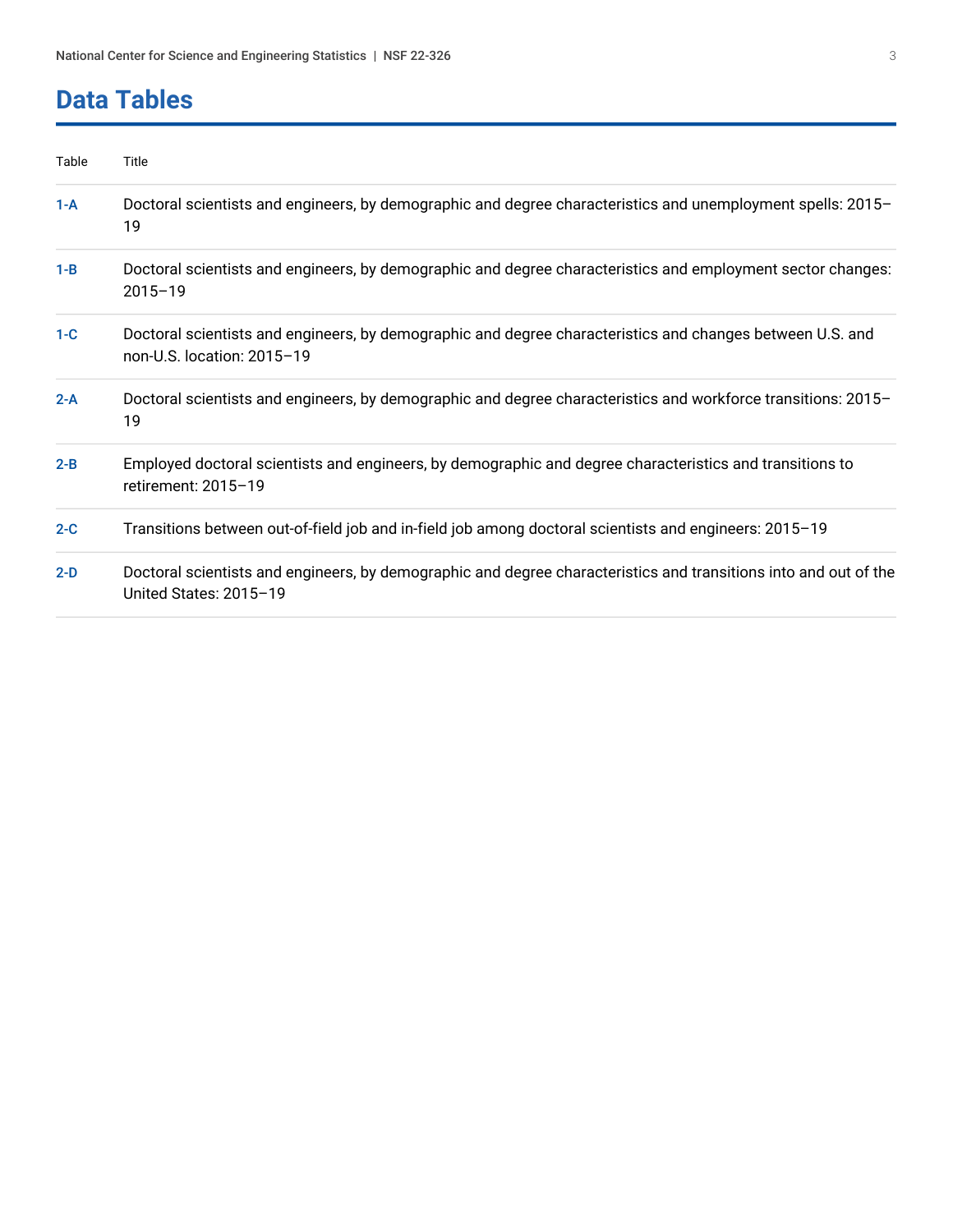# Data Tables

| Table | Title |
| --- | --- |
| 1-A | Doctoral scientists and engineers, by demographic and degree characteristics and unemployment spells: 2015–19 |
| 1-B | Doctoral scientists and engineers, by demographic and degree characteristics and employment sector changes: 2015–19 |
| 1-C | Doctoral scientists and engineers, by demographic and degree characteristics and changes between U.S. and non-U.S. location: 2015–19 |
| 2-A | Doctoral scientists and engineers, by demographic and degree characteristics and workforce transitions: 2015–19 |
| 2-B | Employed doctoral scientists and engineers, by demographic and degree characteristics and transitions to retirement: 2015–19 |
| 2-C | Transitions between out-of-field job and in-field job among doctoral scientists and engineers: 2015–19 |
| 2-D | Doctoral scientists and engineers, by demographic and degree characteristics and transitions into and out of the United States: 2015–19 |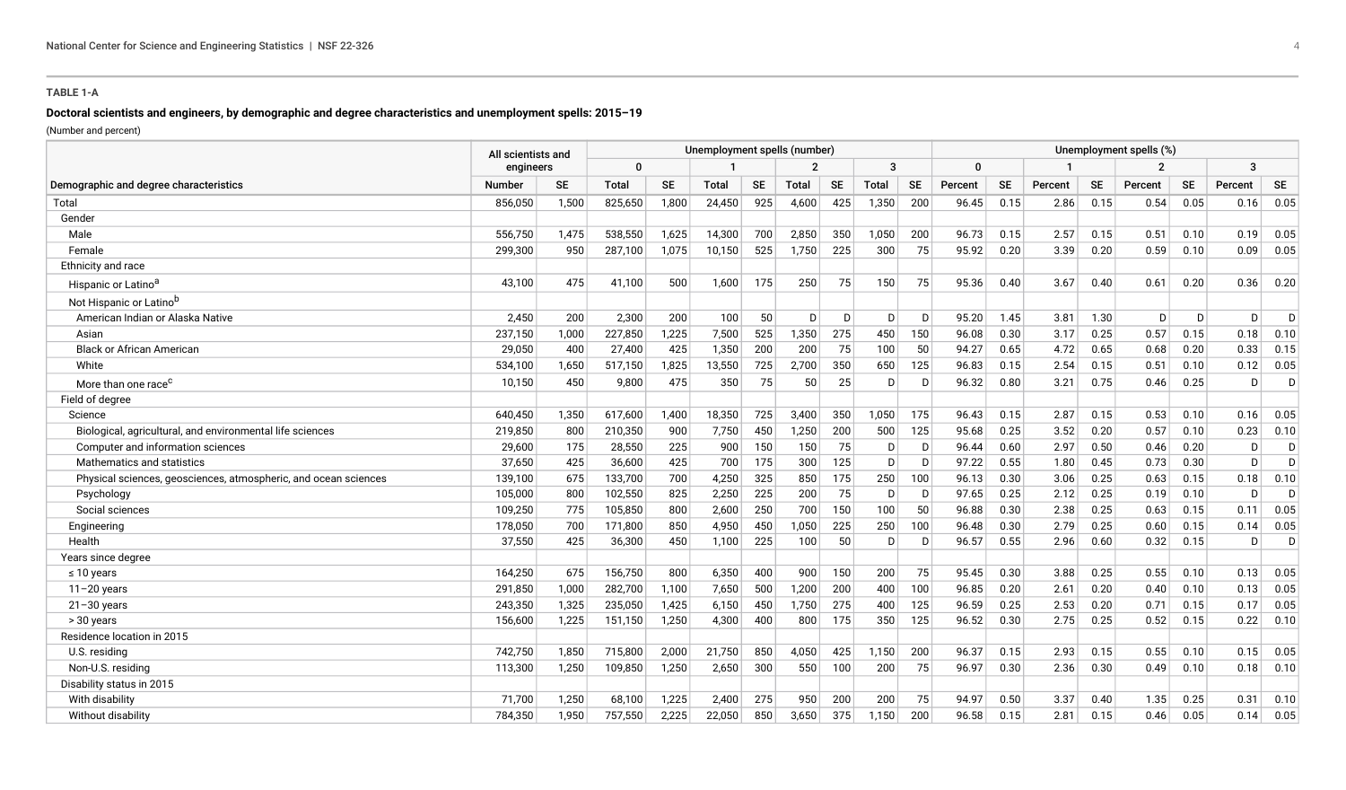**TABLE 1-A**

**Doctoral scientists and engineers, by demographic and degree characteristics and unemployment spells: 2015–19**

(Number and percent)

| Demographic and degree characteristics | All scientists and engineers | | Unemployment spells (number) | | | | | | | | Unemployment spells (%) | | | | | | | |
|---|---|---|---|---|---|---|---|---|---|---|---|---|---|---|---|---|---|---|
| | | | 0 | | 1 | | 2 | | 3 | | 0 | | 1 | | 2 | | 3 | |
| | Number | SE | Total | SE | Total | SE | Total | SE | Total | SE | Percent | SE | Percent | SE | Percent | SE | Percent | SE |
| Total | 856,050 | 1,500 | 825,650 | 1,800 | 24,450 | 925 | 4,600 | 425 | 1,350 | 200 | 96.45 | 0.15 | 2.86 | 0.15 | 0.54 | 0.05 | 0.16 | 0.05 |
| Gender | | | | | | | | | | | | | | | | | | |
| Male | 556,750 | 1,475 | 538,550 | 1,625 | 14,300 | 700 | 2,850 | 350 | 1,050 | 200 | 96.73 | 0.15 | 2.57 | 0.15 | 0.51 | 0.10 | 0.19 | 0.05 |
| Female | 299,300 | 950 | 287,100 | 1,075 | 10,150 | 525 | 1,750 | 225 | 300 | 75 | 95.92 | 0.20 | 3.39 | 0.20 | 0.59 | 0.10 | 0.09 | 0.05 |
| Ethnicity and race | | | | | | | | | | | | | | | | | | |
| Hispanic or Latino[a] | 43,100 | 475 | 41,100 | 500 | 1,600 | 175 | 250 | 75 | 150 | 75 | 95.36 | 0.40 | 3.67 | 0.40 | 0.61 | 0.20 | 0.36 | 0.20 |
| Not Hispanic or Latino[b] | | | | | | | | | | | | | | | | | | |
| American Indian or Alaska Native | 2,450 | 200 | 2,300 | 200 | 100 | 50 | D | D | D | D | 95.20 | 1.45 | 3.81 | 1.30 | D | D | D | D |
| Asian | 237,150 | 1,000 | 227,850 | 1,225 | 7,500 | 525 | 1,350 | 275 | 450 | 150 | 96.08 | 0.30 | 3.17 | 0.25 | 0.57 | 0.15 | 0.18 | 0.10 |
| Black or African American | 29,050 | 400 | 27,400 | 425 | 1,350 | 200 | 200 | 75 | 100 | 50 | 94.27 | 0.65 | 4.72 | 0.65 | 0.68 | 0.20 | 0.33 | 0.15 |
| White | 534,100 | 1,650 | 517,150 | 1,825 | 13,550 | 725 | 2,700 | 350 | 650 | 125 | 96.83 | 0.15 | 2.54 | 0.15 | 0.51 | 0.10 | 0.12 | 0.05 |
| More than one race[c] | 10,150 | 450 | 9,800 | 475 | 350 | 75 | 50 | 25 | D | D | 96.32 | 0.80 | 3.21 | 0.75 | 0.46 | 0.25 | D | D |
| Field of degree | | | | | | | | | | | | | | | | | | |
| Science | 640,450 | 1,350 | 617,600 | 1,400 | 18,350 | 725 | 3,400 | 350 | 1,050 | 175 | 96.43 | 0.15 | 2.87 | 0.15 | 0.53 | 0.10 | 0.16 | 0.05 |
| Biological, agricultural, and environmental life sciences | 219,850 | 800 | 210,350 | 900 | 7,750 | 450 | 1,250 | 200 | 500 | 125 | 95.68 | 0.25 | 3.52 | 0.20 | 0.57 | 0.10 | 0.23 | 0.10 |
| Computer and information sciences | 29,600 | 175 | 28,550 | 225 | 900 | 150 | 150 | 75 | D | D | 96.44 | 0.60 | 2.97 | 0.50 | 0.46 | 0.20 | D | D |
| Mathematics and statistics | 37,650 | 425 | 36,600 | 425 | 700 | 175 | 300 | 125 | D | D | 97.22 | 0.55 | 1.80 | 0.45 | 0.73 | 0.30 | D | D |
| Physical sciences, geosciences, atmospheric, and ocean sciences | 139,100 | 675 | 133,700 | 700 | 4,250 | 325 | 850 | 175 | 250 | 100 | 96.13 | 0.30 | 3.06 | 0.25 | 0.63 | 0.15 | 0.18 | 0.10 |
| Psychology | 105,000 | 800 | 102,550 | 825 | 2,250 | 225 | 200 | 75 | D | D | 97.65 | 0.25 | 2.12 | 0.25 | 0.19 | 0.10 | D | D |
| Social sciences | 109,250 | 775 | 105,850 | 800 | 2,600 | 250 | 700 | 150 | 100 | 50 | 96.88 | 0.25 | 2.38 | 0.25 | 0.63 | 0.15 | 0.11 | 0.05 |
| Engineering | 178,050 | 700 | 171,800 | 850 | 4,950 | 450 | 1,050 | 225 | 250 | 100 | 96.48 | 0.30 | 2.79 | 0.25 | 0.60 | 0.15 | 0.14 | 0.05 |
| Health | 37,550 | 425 | 36,300 | 450 | 1,100 | 225 | 100 | 50 | D | D | 96.57 | 0.55 | 2.96 | 0.60 | 0.32 | 0.15 | D | D |
| Years since degree | | | | | | | | | | | | | | | | | | |
| ≤ 10 years | 164,250 | 675 | 156,750 | 800 | 6,350 | 400 | 900 | 150 | 200 | 75 | 95.45 | 0.30 | 3.88 | 0.25 | 0.55 | 0.10 | 0.13 | 0.05 |
| 11–20 years | 291,850 | 1,000 | 282,700 | 1,100 | 7,650 | 500 | 1,200 | 200 | 400 | 100 | 96.85 | 0.20 | 2.61 | 0.20 | 0.40 | 0.10 | 0.13 | 0.05 |
| 21–30 years | 243,350 | 1,325 | 235,050 | 1,425 | 6,150 | 450 | 1,750 | 275 | 400 | 125 | 96.59 | 0.25 | 2.53 | 0.20 | 0.71 | 0.15 | 0.17 | 0.05 |
| > 30 years | 156,600 | 1,225 | 151,150 | 1,250 | 4,300 | 400 | 800 | 175 | 350 | 125 | 96.52 | 0.30 | 2.75 | 0.25 | 0.52 | 0.15 | 0.22 | 0.10 |
| Residence location in 2015 | | | | | | | | | | | | | | | | | | |
| U.S. residing | 742,750 | 1,850 | 715,800 | 2,000 | 21,750 | 850 | 4,050 | 425 | 1,150 | 200 | 96.37 | 0.15 | 2.93 | 0.15 | 0.55 | 0.10 | 0.15 | 0.05 |
| Non-U.S. residing | 113,300 | 1,250 | 109,850 | 1,250 | 2,650 | 300 | 550 | 100 | 200 | 75 | 96.97 | 0.30 | 2.36 | 0.30 | 0.49 | 0.10 | 0.18 | 0.10 |
| Disability status in 2015 | | | | | | | | | | | | | | | | | | |
| With disability | 71,700 | 1,250 | 68,100 | 1,225 | 2,400 | 275 | 950 | 200 | 200 | 75 | 94.97 | 0.50 | 3.37 | 0.40 | 1.35 | 0.25 | 0.31 | 0.10 |
| Without disability | 784,350 | 1,950 | 757,550 | 2,225 | 22,050 | 850 | 3,650 | 375 | 1,150 | 200 | 96.58 | 0.15 | 2.81 | 0.15 | 0.46 | 0.05 | 0.14 | 0.05 |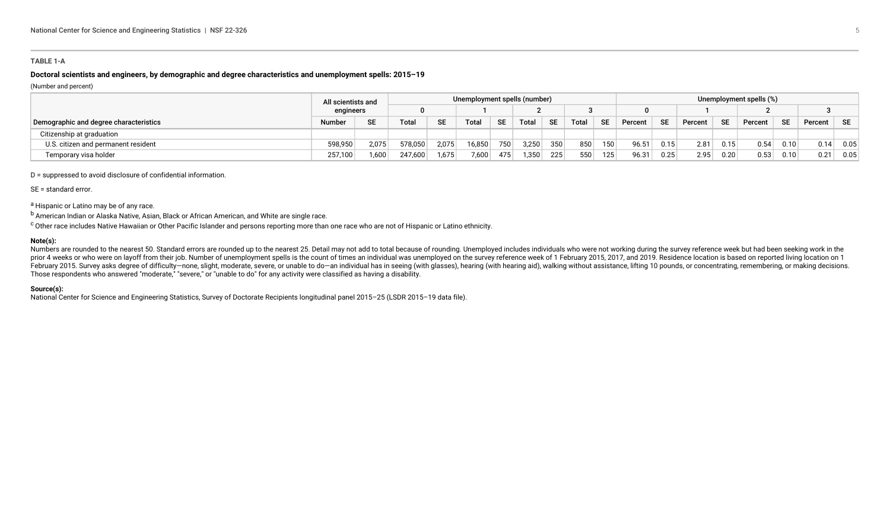**TABLE 1-A**

**Doctoral scientists and engineers, by demographic and degree characteristics and unemployment spells: 2015–19**

(Number and percent)

| | All scientists and engineers | | Unemployment spells (number) | | | | | | | | Unemployment spells (%) | | | | | | | |
|---|---|---|---|---|---|---|---|---|---|---|---|---|---|---|---|---|---|---|
| | | | 0 | | 1 | | 2 | | 3 | | 0 | | 1 | | 2 | | 3 | |
| Demographic and degree characteristics | Number | SE | Total | SE | Total | SE | Total | SE | Total | SE | Percent | SE | Percent | SE | Percent | SE | Percent | SE |
| Citizenship at graduation | | | | | | | | | | | | | | | | | | |
| U.S. citizen and permanent resident | 598,950 | 2,075 | 578,050 | 2,075 | 16,850 | 750 | 3,250 | 350 | 850 | 150 | 96.51 | 0.15 | 2.81 | 0.15 | 0.54 | 0.10 | 0.14 | 0.05 |
| Temporary visa holder | 257,100 | 1,600 | 247,600 | 1,675 | 7,600 | 475 | 1,350 | 225 | 550 | 125 | 96.31 | 0.25 | 2.95 | 0.20 | 0.53 | 0.10 | 0.21 | 0.05 |

D = suppressed to avoid disclosure of confidential information.

SE = standard error.

[a] Hispanic or Latino may be of any race.

[b] American Indian or Alaska Native, Asian, Black or African American, and White are single race.

[c] Other race includes Native Hawaiian or Other Pacific Islander and persons reporting more than one race who are not of Hispanic or Latino ethnicity.

**Note(s):**

Numbers are rounded to the nearest 50. Standard errors are rounded up to the nearest 25. Detail may not add to total because of rounding. Unemployed includes individuals who were not working during the survey reference week but had been seeking work in the prior 4 weeks or who were on layoff from their job. Number of unemployment spells is the count of times an individual was unemployed on the survey reference week of 1 February 2015, 2017, and 2019. Residence location is based on reported living location on 1 February 2015. Survey asks degree of difficulty—none, slight, moderate, severe, or unable to do—an individual has in seeing (with glasses), hearing (with hearing aid), walking without assistance, lifting 10 pounds, or concentrating, remembering, or making decisions. Those respondents who answered "moderate," "severe," or "unable to do" for any activity were classified as having a disability.

**Source(s):**

National Center for Science and Engineering Statistics, Survey of Doctorate Recipients longitudinal panel 2015–25 (LSDR 2015–19 data file).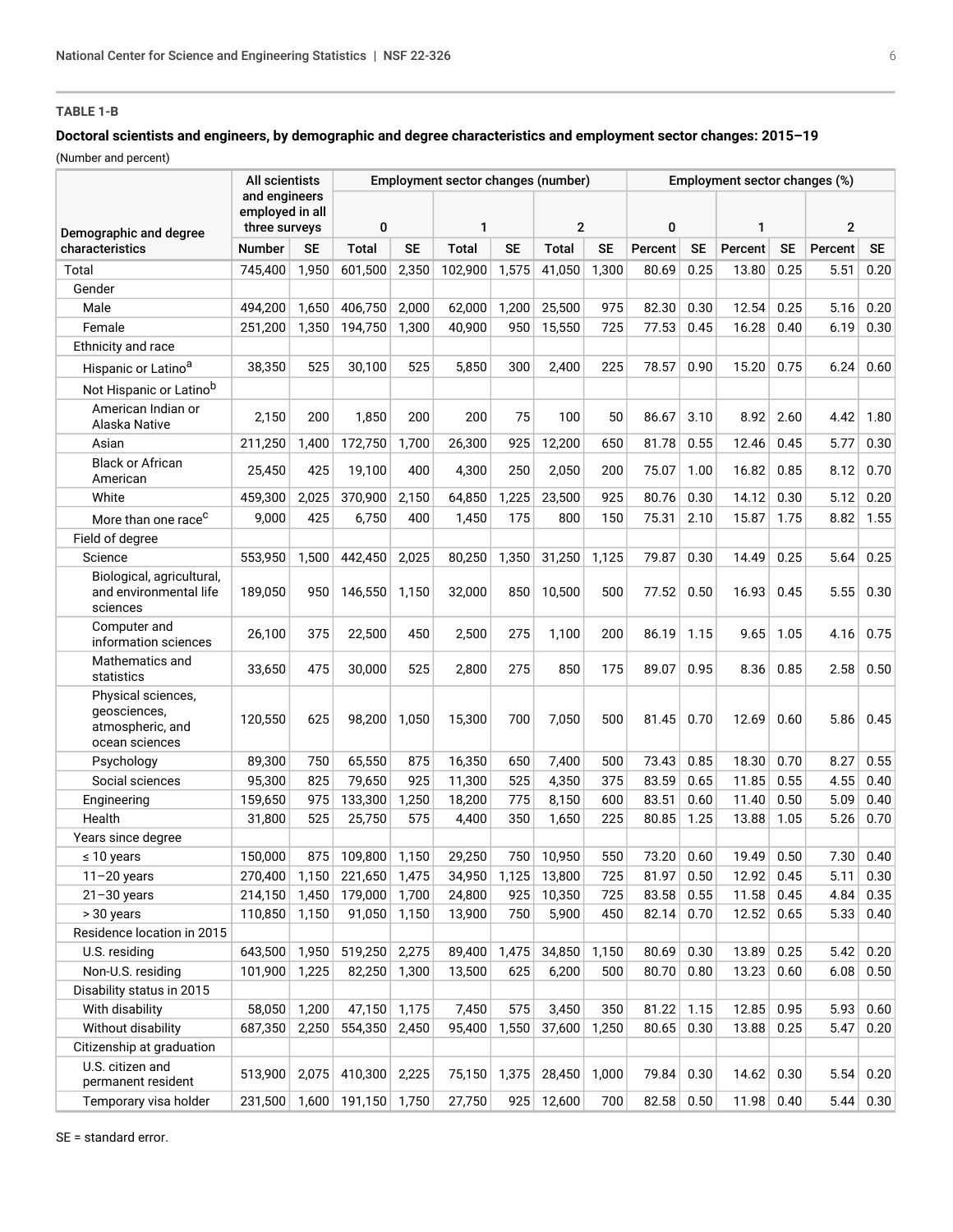**TABLE 1-B**

**Doctoral scientists and engineers, by demographic and degree characteristics and employment sector changes: 2015–19**

(Number and percent)

| Demographic and degree characteristics | All scientists and engineers employed in all three surveys | | Employment sector changes (number) | | | | | | Employment sector changes (%) | | | | | |
|---|---|---|---|---|---|---|---|---|---|---|---|---|---|---|
| | | | 0 | | 1 | | 2 | | 0 | | 1 | | 2 | |
| | Number | SE | Total | SE | Total | SE | Total | SE | Percent | SE | Percent | SE | Percent | SE |
| Total | 745,400 | 1,950 | 601,500 | 2,350 | 102,900 | 1,575 | 41,050 | 1,300 | 80.69 | 0.25 | 13.80 | 0.25 | 5.51 | 0.20 |
| Gender | | | | | | | | | | | | | | |
| Male | 494,200 | 1,650 | 406,750 | 2,000 | 62,000 | 1,200 | 25,500 | 975 | 82.30 | 0.30 | 12.54 | 0.25 | 5.16 | 0.20 |
| Female | 251,200 | 1,350 | 194,750 | 1,300 | 40,900 | 950 | 15,550 | 725 | 77.53 | 0.45 | 16.28 | 0.40 | 6.19 | 0.30 |
| Ethnicity and race | | | | | | | | | | | | | | |
| Hispanic or Latino[a] | 38,350 | 525 | 30,100 | 525 | 5,850 | 300 | 2,400 | 225 | 78.57 | 0.90 | 15.20 | 0.75 | 6.24 | 0.60 |
| Not Hispanic or Latino[b] | | | | | | | | | | | | | | |
| American Indian or Alaska Native | 2,150 | 200 | 1,850 | 200 | 200 | 75 | 100 | 50 | 86.67 | 3.10 | 8.92 | 2.60 | 4.42 | 1.80 |
| Asian | 211,250 | 1,400 | 172,750 | 1,700 | 26,300 | 925 | 12,200 | 650 | 81.78 | 0.55 | 12.46 | 0.45 | 5.77 | 0.30 |
| Black or African American | 25,450 | 425 | 19,100 | 400 | 4,300 | 250 | 2,050 | 200 | 75.07 | 1.00 | 16.82 | 0.85 | 8.12 | 0.70 |
| White | 459,300 | 2,025 | 370,900 | 2,150 | 64,850 | 1,225 | 23,500 | 925 | 80.76 | 0.30 | 14.12 | 0.30 | 5.12 | 0.20 |
| More than one race[c] | 9,000 | 425 | 6,750 | 400 | 1,450 | 175 | 800 | 150 | 75.31 | 2.10 | 15.87 | 1.75 | 8.82 | 1.55 |
| Field of degree | | | | | | | | | | | | | | |
| Science | 553,950 | 1,500 | 442,450 | 2,025 | 80,250 | 1,350 | 31,250 | 1,125 | 79.87 | 0.30 | 14.49 | 0.25 | 5.64 | 0.25 |
| Biological, agricultural, and environmental life sciences | 189,050 | 950 | 146,550 | 1,150 | 32,000 | 850 | 10,500 | 500 | 77.52 | 0.50 | 16.93 | 0.45 | 5.55 | 0.30 |
| Computer and information sciences | 26,100 | 375 | 22,500 | 450 | 2,500 | 275 | 1,100 | 200 | 86.19 | 1.15 | 9.65 | 1.05 | 4.16 | 0.75 |
| Mathematics and statistics | 33,650 | 475 | 30,000 | 525 | 2,800 | 275 | 850 | 175 | 89.07 | 0.95 | 8.36 | 0.85 | 2.58 | 0.50 |
| Physical sciences, geosciences, atmospheric, and ocean sciences | 120,550 | 625 | 98,200 | 1,050 | 15,300 | 700 | 7,050 | 500 | 81.45 | 0.70 | 12.69 | 0.60 | 5.86 | 0.45 |
| Psychology | 89,300 | 750 | 65,550 | 875 | 16,350 | 650 | 7,400 | 500 | 73.43 | 0.85 | 18.30 | 0.70 | 8.27 | 0.55 |
| Social sciences | 95,300 | 825 | 79,650 | 925 | 11,300 | 525 | 4,350 | 375 | 83.59 | 0.65 | 11.85 | 0.55 | 4.55 | 0.40 |
| Engineering | 159,650 | 975 | 133,300 | 1,250 | 18,200 | 775 | 8,150 | 600 | 83.51 | 0.60 | 11.40 | 0.50 | 5.09 | 0.40 |
| Health | 31,800 | 525 | 25,750 | 575 | 4,400 | 350 | 1,650 | 225 | 80.85 | 1.25 | 13.88 | 1.05 | 5.26 | 0.70 |
| Years since degree | | | | | | | | | | | | | | |
| ≤ 10 years | 150,000 | 875 | 109,800 | 1,150 | 29,250 | 750 | 10,950 | 550 | 73.20 | 0.60 | 19.49 | 0.50 | 7.30 | 0.40 |
| 11–20 years | 270,400 | 1,150 | 221,650 | 1,475 | 34,950 | 1,125 | 13,800 | 725 | 81.97 | 0.50 | 12.92 | 0.45 | 5.11 | 0.30 |
| 21–30 years | 214,150 | 1,450 | 179,000 | 1,700 | 24,800 | 925 | 10,350 | 725 | 83.58 | 0.55 | 11.58 | 0.45 | 4.84 | 0.35 |
| > 30 years | 110,850 | 1,150 | 91,050 | 1,150 | 13,900 | 750 | 5,900 | 450 | 82.14 | 0.70 | 12.52 | 0.65 | 5.33 | 0.40 |
| Residence location in 2015 | | | | | | | | | | | | | | |
| U.S. residing | 643,500 | 1,950 | 519,250 | 2,275 | 89,400 | 1,475 | 34,850 | 1,150 | 80.69 | 0.30 | 13.89 | 0.25 | 5.42 | 0.20 |
| Non-U.S. residing | 101,900 | 1,225 | 82,250 | 1,300 | 13,500 | 625 | 6,200 | 500 | 80.70 | 0.80 | 13.23 | 0.60 | 6.08 | 0.50 |
| Disability status in 2015 | | | | | | | | | | | | | | |
| With disability | 58,050 | 1,200 | 47,150 | 1,175 | 7,450 | 575 | 3,450 | 350 | 81.22 | 1.15 | 12.85 | 0.95 | 5.93 | 0.60 |
| Without disability | 687,350 | 2,250 | 554,350 | 2,450 | 95,400 | 1,550 | 37,600 | 1,250 | 80.65 | 0.30 | 13.88 | 0.25 | 5.47 | 0.20 |
| Citizenship at graduation | | | | | | | | | | | | | | |
| U.S. citizen and permanent resident | 513,900 | 2,075 | 410,300 | 2,225 | 75,150 | 1,375 | 28,450 | 1,000 | 79.84 | 0.30 | 14.62 | 0.30 | 5.54 | 0.20 |
| Temporary visa holder | 231,500 | 1,600 | 191,150 | 1,750 | 27,750 | 925 | 12,600 | 700 | 82.58 | 0.50 | 11.98 | 0.40 | 5.44 | 0.30 |

SE = standard error.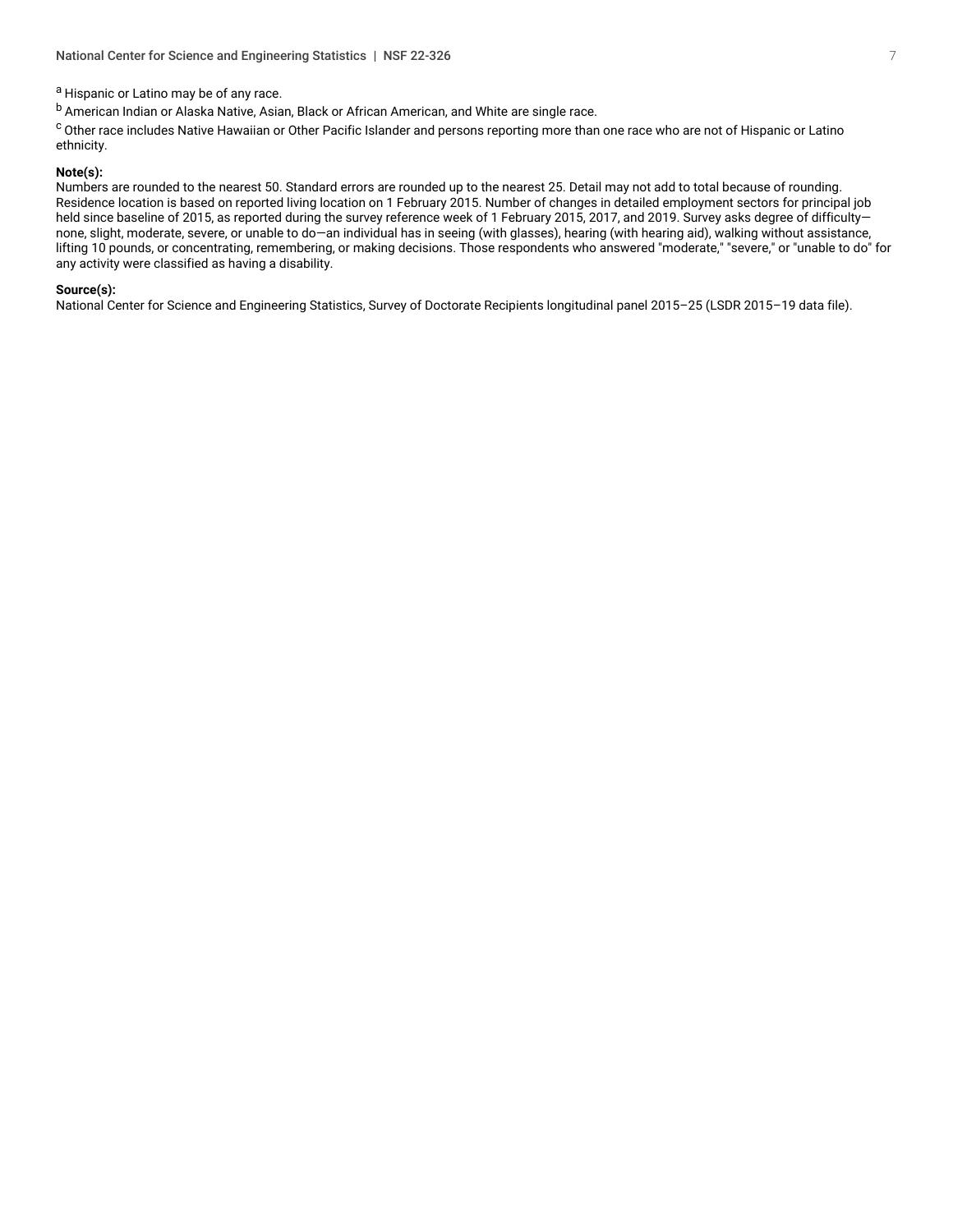[a] Hispanic or Latino may be of any race.

[b] American Indian or Alaska Native, Asian, Black or African American, and White are single race.

[c] Other race includes Native Hawaiian or Other Pacific Islander and persons reporting more than one race who are not of Hispanic or Latino ethnicity.

**Note(s):**

Numbers are rounded to the nearest 50. Standard errors are rounded up to the nearest 25. Detail may not add to total because of rounding. Residence location is based on reported living location on 1 February 2015. Number of changes in detailed employment sectors for principal job held since baseline of 2015, as reported during the survey reference week of 1 February 2015, 2017, and 2019. Survey asks degree of difficulty—none, slight, moderate, severe, or unable to do—an individual has in seeing (with glasses), hearing (with hearing aid), walking without assistance, lifting 10 pounds, or concentrating, remembering, or making decisions. Those respondents who answered "moderate," "severe," or "unable to do" for any activity were classified as having a disability.

**Source(s):**

National Center for Science and Engineering Statistics, Survey of Doctorate Recipients longitudinal panel 2015–25 (LSDR 2015–19 data file).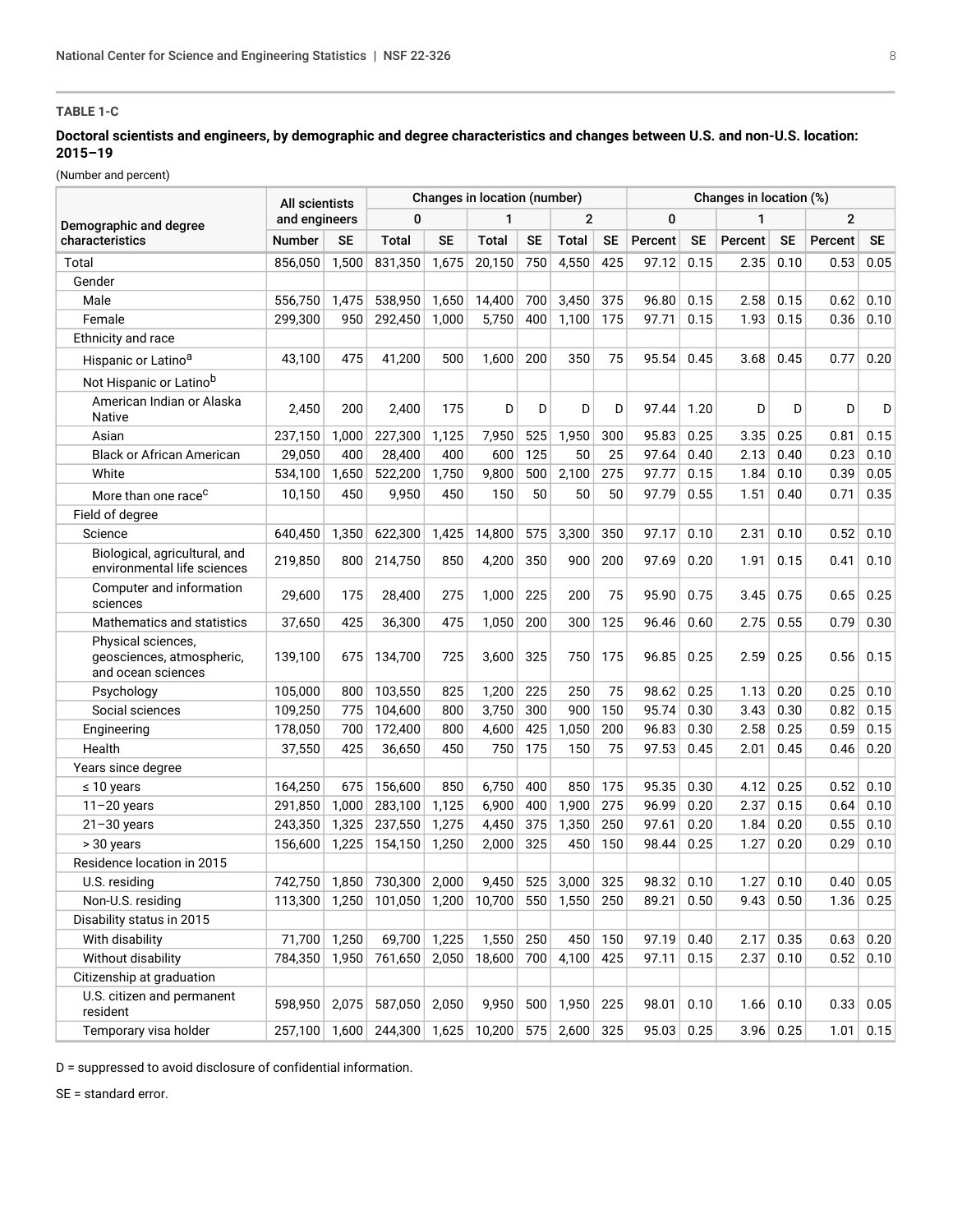**TABLE 1-C**

**Doctoral scientists and engineers, by demographic and degree characteristics and changes between U.S. and non-U.S. location: 2015–19**

(Number and percent)

| Demographic and degree characteristics | All scientists and engineers | | Changes in location (number) | | | | | | Changes in location (%) | | | | | |
|---|---|---|---|---|---|---|---|---|---|---|---|---|---|---|
| | | | 0 | | 1 | | 2 | | 0 | | 1 | | 2 | |
| | Number | SE | Total | SE | Total | SE | Total | SE | Percent | SE | Percent | SE | Percent | SE |
| Total | 856,050 | 1,500 | 831,350 | 1,675 | 20,150 | 750 | 4,550 | 425 | 97.12 | 0.15 | 2.35 | 0.10 | 0.53 | 0.05 |
| Gender | | | | | | | | | | | | | | |
| Male | 556,750 | 1,475 | 538,950 | 1,650 | 14,400 | 700 | 3,450 | 375 | 96.80 | 0.15 | 2.58 | 0.15 | 0.62 | 0.10 |
| Female | 299,300 | 950 | 292,450 | 1,000 | 5,750 | 400 | 1,100 | 175 | 97.71 | 0.15 | 1.93 | 0.15 | 0.36 | 0.10 |
| Ethnicity and race | | | | | | | | | | | | | | |
| Hispanic or Latino[a] | 43,100 | 475 | 41,200 | 500 | 1,600 | 200 | 350 | 75 | 95.54 | 0.45 | 3.68 | 0.45 | 0.77 | 0.20 |
| Not Hispanic or Latino[b] | | | | | | | | | | | | | | |
| American Indian or Alaska Native | 2,450 | 200 | 2,400 | 175 | D | D | D | D | 97.44 | 1.20 | D | D | D | D |
| Asian | 237,150 | 1,000 | 227,300 | 1,125 | 7,950 | 525 | 1,950 | 300 | 95.83 | 0.25 | 3.35 | 0.25 | 0.81 | 0.15 |
| Black or African American | 29,050 | 400 | 28,400 | 400 | 600 | 125 | 50 | 25 | 97.64 | 0.40 | 2.13 | 0.40 | 0.23 | 0.10 |
| White | 534,100 | 1,650 | 522,200 | 1,750 | 9,800 | 500 | 2,100 | 275 | 97.77 | 0.15 | 1.84 | 0.10 | 0.39 | 0.05 |
| More than one race[c] | 10,150 | 450 | 9,950 | 450 | 150 | 50 | 50 | 50 | 97.79 | 0.55 | 1.51 | 0.40 | 0.71 | 0.35 |
| Field of degree | | | | | | | | | | | | | | |
| Science | 640,450 | 1,350 | 622,300 | 1,425 | 14,800 | 575 | 3,300 | 350 | 97.17 | 0.10 | 2.31 | 0.10 | 0.52 | 0.10 |
| Biological, agricultural, and environmental life sciences | 219,850 | 800 | 214,750 | 850 | 4,200 | 350 | 900 | 200 | 97.69 | 0.20 | 1.91 | 0.15 | 0.41 | 0.10 |
| Computer and information sciences | 29,600 | 175 | 28,400 | 275 | 1,000 | 225 | 200 | 75 | 95.90 | 0.75 | 3.45 | 0.75 | 0.65 | 0.25 |
| Mathematics and statistics | 37,650 | 425 | 36,300 | 475 | 1,050 | 200 | 300 | 125 | 96.46 | 0.60 | 2.75 | 0.55 | 0.79 | 0.30 |
| Physical sciences, geosciences, atmospheric, and ocean sciences | 139,100 | 675 | 134,700 | 725 | 3,600 | 325 | 750 | 175 | 96.85 | 0.25 | 2.59 | 0.25 | 0.56 | 0.15 |
| Psychology | 105,000 | 800 | 103,550 | 825 | 1,200 | 225 | 250 | 75 | 98.62 | 0.25 | 1.13 | 0.20 | 0.25 | 0.10 |
| Social sciences | 109,250 | 775 | 104,600 | 800 | 3,750 | 300 | 900 | 150 | 95.74 | 0.30 | 3.43 | 0.30 | 0.82 | 0.15 |
| Engineering | 178,050 | 700 | 172,400 | 800 | 4,600 | 425 | 1,050 | 200 | 96.83 | 0.30 | 2.58 | 0.25 | 0.59 | 0.15 |
| Health | 37,550 | 425 | 36,650 | 450 | 750 | 175 | 150 | 75 | 97.53 | 0.45 | 2.01 | 0.45 | 0.46 | 0.20 |
| Years since degree | | | | | | | | | | | | | | |
| ≤ 10 years | 164,250 | 675 | 156,600 | 850 | 6,750 | 400 | 850 | 175 | 95.35 | 0.30 | 4.12 | 0.25 | 0.52 | 0.10 |
| 11–20 years | 291,850 | 1,000 | 283,100 | 1,125 | 6,900 | 400 | 1,900 | 275 | 96.99 | 0.20 | 2.37 | 0.15 | 0.64 | 0.10 |
| 21–30 years | 243,350 | 1,325 | 237,550 | 1,275 | 4,450 | 375 | 1,350 | 250 | 97.61 | 0.20 | 1.84 | 0.20 | 0.55 | 0.10 |
| > 30 years | 156,600 | 1,225 | 154,150 | 1,250 | 2,000 | 325 | 450 | 150 | 98.44 | 0.25 | 1.27 | 0.20 | 0.29 | 0.10 |
| Residence location in 2015 | | | | | | | | | | | | | | |
| U.S. residing | 742,750 | 1,850 | 730,300 | 2,000 | 9,450 | 525 | 3,000 | 325 | 98.32 | 0.10 | 1.27 | 0.10 | 0.40 | 0.05 |
| Non-U.S. residing | 113,300 | 1,250 | 101,050 | 1,200 | 10,700 | 550 | 1,550 | 250 | 89.21 | 0.50 | 9.43 | 0.50 | 1.36 | 0.25 |
| Disability status in 2015 | | | | | | | | | | | | | | |
| With disability | 71,700 | 1,250 | 69,700 | 1,225 | 1,550 | 250 | 450 | 150 | 97.19 | 0.40 | 2.17 | 0.35 | 0.63 | 0.20 |
| Without disability | 784,350 | 1,950 | 761,650 | 2,050 | 18,600 | 700 | 4,100 | 425 | 97.11 | 0.15 | 2.37 | 0.10 | 0.52 | 0.10 |
| Citizenship at graduation | | | | | | | | | | | | | | |
| U.S. citizen and permanent resident | 598,950 | 2,075 | 587,050 | 2,050 | 9,950 | 500 | 1,950 | 225 | 98.01 | 0.10 | 1.66 | 0.10 | 0.33 | 0.05 |
| Temporary visa holder | 257,100 | 1,600 | 244,300 | 1,625 | 10,200 | 575 | 2,600 | 325 | 95.03 | 0.25 | 3.96 | 0.25 | 1.01 | 0.15 |

D = suppressed to avoid disclosure of confidential information.

SE = standard error.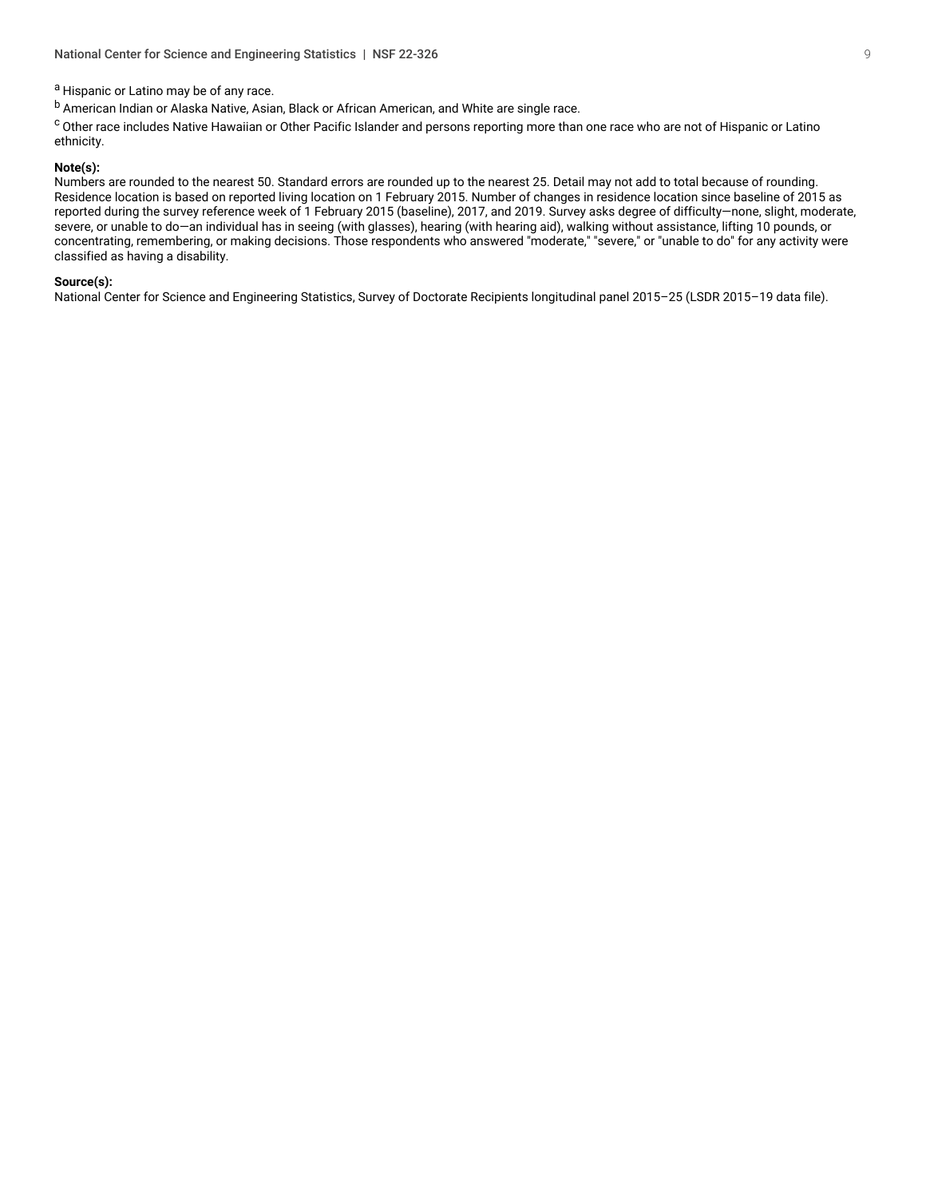[a] Hispanic or Latino may be of any race.

[b] American Indian or Alaska Native, Asian, Black or African American, and White are single race.

[c] Other race includes Native Hawaiian or Other Pacific Islander and persons reporting more than one race who are not of Hispanic or Latino ethnicity.

**Note(s):**

Numbers are rounded to the nearest 50. Standard errors are rounded up to the nearest 25. Detail may not add to total because of rounding. Residence location is based on reported living location on 1 February 2015. Number of changes in residence location since baseline of 2015 as reported during the survey reference week of 1 February 2015 (baseline), 2017, and 2019. Survey asks degree of difficulty—none, slight, moderate, severe, or unable to do—an individual has in seeing (with glasses), hearing (with hearing aid), walking without assistance, lifting 10 pounds, or concentrating, remembering, or making decisions. Those respondents who answered "moderate," "severe," or "unable to do" for any activity were classified as having a disability.

**Source(s):**

National Center for Science and Engineering Statistics, Survey of Doctorate Recipients longitudinal panel 2015–25 (LSDR 2015–19 data file).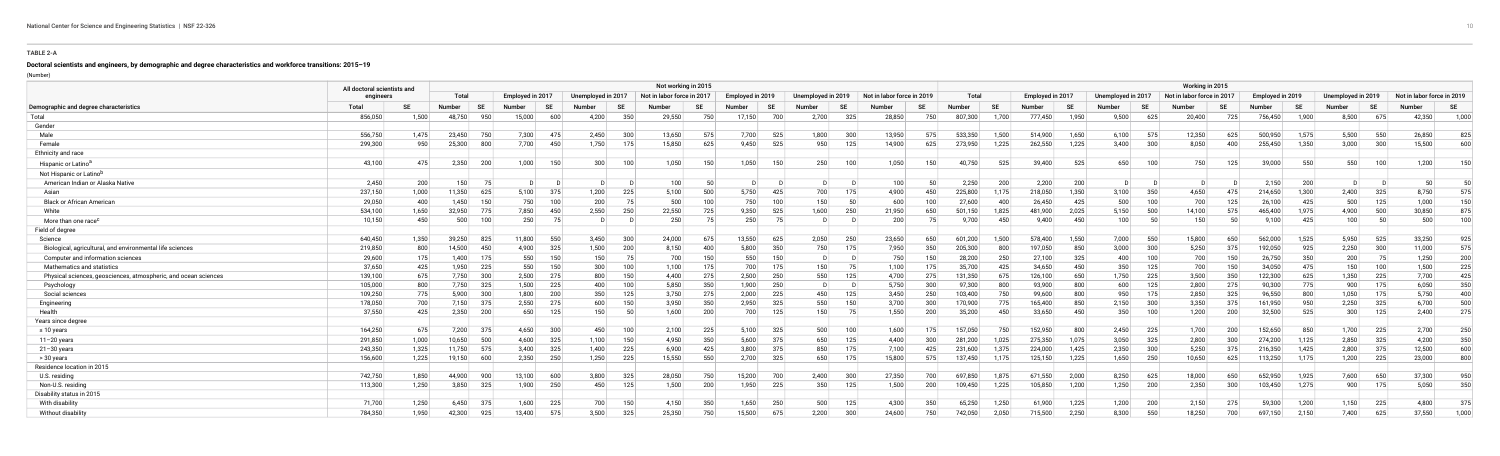## TABLE 2-A

### Doctoral scientists and engineers, by demographic and degree characteristics and workforce transitions: 2015–19

(Number)

| Demographic and degree characteristics | All doctoral scientists and engineers | | Not working in 2015 | | | | | | | | | | | | | | | | Working in 2015 | | | | | | | | | | | | | | | |
|---|---|---|---|---|---|---|---|---|---|---|---|---|---|---|---|---|---|---|---|---|---|---|---|---|---|---|---|---|---|---|---|---|---|---|
| | | | Total | | Employed in 2017 | | Unemployed in 2017 | | Not in labor force in 2017 | | Employed in 2019 | | Unemployed in 2019 | | Not in labor force in 2019 | | Total | | Employed in 2017 | | Unemployed in 2017 | | Not in labor force in 2017 | | Employed in 2019 | | Unemployed in 2019 | | Not in labor force in 2019 | |
| | Total | SE | Number | SE | Number | SE | Number | SE | Number | SE | Number | SE | Number | SE | Number | SE | Number | SE | Number | SE | Number | SE | Number | SE | Number | SE | Number | SE | Number | SE |
| Total | 856,050 | 1,500 | 48,750 | 950 | 15,000 | 600 | 4,200 | 350 | 29,550 | 750 | 17,150 | 700 | 2,700 | 325 | 28,850 | 750 | 807,300 | 1,700 | 777,450 | 1,950 | 9,500 | 625 | 20,400 | 725 | 756,450 | 1,900 | 8,500 | 675 | 42,350 | 1,000 |
| Gender | | | | | | | | | | | | | | | | | | | | | | | | | | | | | | |
| Male | 556,750 | 1,475 | 23,450 | 750 | 7,300 | 475 | 2,450 | 300 | 13,650 | 575 | 7,700 | 525 | 1,800 | 300 | 13,950 | 575 | 533,350 | 1,500 | 514,900 | 1,650 | 6,100 | 575 | 12,350 | 625 | 500,950 | 1,575 | 5,500 | 550 | 26,850 | 825 |
| Female | 299,300 | 950 | 25,300 | 800 | 7,700 | 450 | 1,750 | 175 | 15,850 | 625 | 9,450 | 525 | 950 | 125 | 14,900 | 625 | 273,950 | 1,225 | 262,550 | 1,225 | 3,400 | 300 | 8,050 | 400 | 255,450 | 1,350 | 3,000 | 300 | 15,500 | 600 |
| Ethnicity and race | | | | | | | | | | | | | | | | | | | | | | | | | | | | | | |
| Hispanic or Latino[a] | 43,100 | 475 | 2,350 | 200 | 1,000 | 150 | 300 | 100 | 1,050 | 150 | 1,050 | 150 | 250 | 100 | 1,050 | 150 | 40,750 | 525 | 39,400 | 525 | 650 | 100 | 750 | 125 | 39,000 | 550 | 550 | 100 | 1,200 | 150 |
| Not Hispanic or Latino[b] | | | | | | | | | | | | | | | | | | | | | | | | | | | | | | |
| American Indian or Alaska Native | 2,450 | 200 | 150 | 75 | D | D | D | D | 100 | 50 | D | D | D | D | 100 | 50 | 2,250 | 200 | 2,200 | 200 | D | D | D | D | 2,150 | 200 | D | D | 50 | 50 |
| Asian | 237,150 | 1,000 | 11,350 | 625 | 5,100 | 375 | 1,200 | 225 | 5,100 | 500 | 5,750 | 425 | 700 | 175 | 4,900 | 450 | 225,800 | 1,175 | 218,050 | 1,350 | 3,100 | 350 | 4,650 | 475 | 214,650 | 1,300 | 2,400 | 325 | 8,750 | 575 |
| Black or African American | 29,050 | 400 | 1,450 | 150 | 750 | 100 | 200 | 75 | 500 | 100 | 750 | 100 | 150 | 50 | 600 | 100 | 27,600 | 400 | 26,450 | 425 | 500 | 100 | 700 | 125 | 26,100 | 425 | 500 | 125 | 1,000 | 150 |
| White | 534,100 | 1,650 | 32,950 | 775 | 7,850 | 450 | 2,550 | 250 | 22,550 | 725 | 9,350 | 525 | 1,600 | 250 | 21,950 | 650 | 501,150 | 1,825 | 481,900 | 2,025 | 5,150 | 500 | 14,100 | 575 | 465,400 | 1,975 | 4,900 | 500 | 30,850 | 875 |
| More than one race[c] | 10,150 | 450 | 500 | 100 | 250 | 75 | D | D | 250 | 75 | 250 | 75 | D | D | 200 | 75 | 9,700 | 450 | 9,400 | 450 | 100 | 50 | 150 | 50 | 9,100 | 425 | 100 | 50 | 500 | 100 |
| Field of degree | | | | | | | | | | | | | | | | | | | | | | | | | | | | | | |
| Science | 640,450 | 1,350 | 39,250 | 825 | 11,800 | 550 | 3,450 | 300 | 24,000 | 675 | 13,550 | 625 | 2,050 | 250 | 23,650 | 650 | 601,200 | 1,500 | 578,400 | 1,550 | 7,000 | 550 | 15,800 | 650 | 562,000 | 1,525 | 5,950 | 525 | 33,250 | 925 |
| Biological, agricultural, and environmental life sciences | 219,850 | 800 | 14,500 | 450 | 4,900 | 325 | 1,500 | 200 | 8,150 | 400 | 5,800 | 350 | 750 | 175 | 7,950 | 350 | 205,300 | 800 | 197,050 | 850 | 3,000 | 300 | 5,250 | 375 | 192,050 | 925 | 2,250 | 300 | 11,000 | 575 |
| Computer and information sciences | 29,600 | 175 | 1,400 | 175 | 550 | 150 | 150 | 75 | 700 | 150 | 550 | 150 | D | D | 750 | 150 | 28,200 | 250 | 27,100 | 325 | 400 | 100 | 700 | 150 | 26,750 | 350 | 200 | 75 | 1,250 | 200 |
| Mathematics and statistics | 37,650 | 425 | 1,950 | 225 | 550 | 150 | 300 | 100 | 1,100 | 175 | 700 | 175 | 150 | 75 | 1,100 | 175 | 35,700 | 425 | 34,650 | 450 | 350 | 125 | 700 | 150 | 34,050 | 475 | 150 | 100 | 1,500 | 225 |
| Physical sciences, geosciences, atmospheric, and ocean sciences | 139,100 | 675 | 7,750 | 300 | 2,500 | 275 | 800 | 150 | 4,400 | 275 | 2,500 | 250 | 550 | 125 | 4,700 | 275 | 131,350 | 675 | 126,100 | 650 | 1,750 | 225 | 3,500 | 350 | 122,300 | 625 | 1,350 | 225 | 7,700 | 425 |
| Psychology | 105,000 | 800 | 7,750 | 325 | 1,500 | 225 | 400 | 100 | 5,850 | 350 | 1,900 | 250 | D | D | 5,750 | 300 | 97,300 | 800 | 93,900 | 800 | 600 | 125 | 2,800 | 275 | 90,300 | 775 | 900 | 175 | 6,050 | 350 |
| Social sciences | 109,250 | 775 | 5,900 | 300 | 1,800 | 200 | 350 | 125 | 3,750 | 275 | 2,000 | 225 | 450 | 125 | 3,450 | 250 | 103,400 | 750 | 99,600 | 800 | 950 | 175 | 2,850 | 325 | 96,550 | 800 | 1,050 | 175 | 5,750 | 400 |
| Engineering | 178,050 | 700 | 7,150 | 375 | 2,550 | 275 | 600 | 150 | 3,950 | 350 | 2,950 | 325 | 550 | 150 | 3,700 | 300 | 170,900 | 775 | 165,400 | 850 | 2,150 | 300 | 3,350 | 375 | 161,950 | 950 | 2,250 | 325 | 6,700 | 500 |
| Health | 37,550 | 425 | 2,350 | 200 | 650 | 125 | 150 | 50 | 1,600 | 200 | 700 | 125 | 150 | 75 | 1,550 | 200 | 35,200 | 450 | 33,650 | 450 | 350 | 100 | 1,200 | 200 | 32,500 | 525 | 300 | 125 | 2,400 | 275 |
| Years since degree | | | | | | | | | | | | | | | | | | | | | | | | | | | | | | |
| ≤ 10 years | 164,250 | 675 | 7,200 | 375 | 4,650 | 300 | 450 | 100 | 2,100 | 225 | 5,100 | 325 | 500 | 100 | 1,600 | 175 | 157,050 | 750 | 152,950 | 800 | 2,450 | 225 | 1,700 | 200 | 152,650 | 850 | 1,700 | 225 | 2,700 | 250 |
| 11–20 years | 291,850 | 1,000 | 10,650 | 500 | 4,600 | 325 | 1,100 | 150 | 4,950 | 350 | 5,600 | 375 | 650 | 125 | 4,400 | 300 | 281,200 | 1,025 | 275,350 | 1,075 | 3,050 | 325 | 2,800 | 300 | 274,200 | 1,125 | 2,850 | 325 | 4,200 | 350 |
| 21–30 years | 243,350 | 1,325 | 11,750 | 575 | 3,400 | 325 | 1,400 | 225 | 6,900 | 425 | 3,800 | 375 | 850 | 175 | 7,100 | 425 | 231,600 | 1,375 | 224,000 | 1,425 | 2,350 | 300 | 5,250 | 375 | 216,350 | 1,425 | 2,800 | 375 | 12,500 | 600 |
| > 30 years | 156,600 | 1,225 | 19,150 | 600 | 2,350 | 250 | 1,250 | 225 | 15,550 | 550 | 2,700 | 325 | 650 | 175 | 15,800 | 575 | 137,450 | 1,175 | 125,150 | 1,225 | 1,650 | 250 | 10,650 | 625 | 113,250 | 1,175 | 1,200 | 225 | 23,000 | 800 |
| Residence location in 2015 | | | | | | | | | | | | | | | | | | | | | | | | | | | | | | |
| U.S. residing | 742,750 | 1,850 | 44,900 | 900 | 13,100 | 600 | 3,800 | 325 | 28,050 | 750 | 15,200 | 700 | 2,400 | 300 | 27,350 | 700 | 697,850 | 1,875 | 671,550 | 2,000 | 8,250 | 625 | 18,000 | 650 | 652,950 | 1,925 | 7,600 | 650 | 37,300 | 950 |
| Non-U.S. residing | 113,300 | 1,250 | 3,850 | 325 | 1,900 | 250 | 450 | 125 | 1,500 | 200 | 1,950 | 225 | 350 | 125 | 1,500 | 200 | 109,450 | 1,225 | 105,850 | 1,200 | 1,250 | 200 | 2,350 | 300 | 103,450 | 1,275 | 900 | 175 | 5,050 | 350 |
| Disability status in 2015 | | | | | | | | | | | | | | | | | | | | | | | | | | | | | | |
| With disability | 71,700 | 1,250 | 6,450 | 375 | 1,600 | 225 | 700 | 150 | 4,150 | 350 | 1,650 | 250 | 500 | 125 | 4,300 | 350 | 65,250 | 1,250 | 61,900 | 1,225 | 1,200 | 200 | 2,150 | 275 | 59,300 | 1,200 | 1,150 | 225 | 4,800 | 375 |
| Without disability | 784,350 | 1,950 | 42,300 | 925 | 13,400 | 575 | 3,500 | 325 | 25,350 | 750 | 15,500 | 675 | 2,200 | 300 | 24,600 | 750 | 742,050 | 2,050 | 715,500 | 2,250 | 8,300 | 550 | 18,250 | 700 | 697,150 | 2,150 | 7,400 | 625 | 37,550 | 1,000 |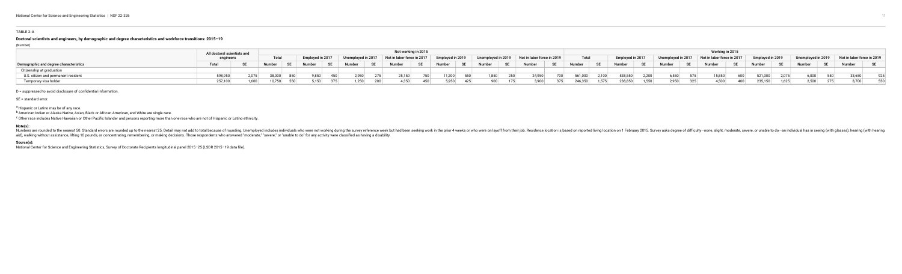TABLE 2-A

**Doctoral scientists and engineers, by demographic and degree characteristics and workforce transitions: 2015–19**

(Number)

| Demographic and degree characteristics | All doctoral scientists and engineers | | Not working in 2015 | | | | | | | | | | | | | | | | Working in 2015 | | | | | | | | | | | | | | | |
|---|---|---|---|---|---|---|---|---|---|---|---|---|---|---|---|---|---|---|---|---|---|---|---|---|---|---|---|---|---|---|---|---|---|---|
| | | | Total | | Employed in 2017 | | Unemployed in 2017 | | Not in labor force in 2017 | | Employed in 2019 | | Unemployed in 2019 | | Not in labor force in 2019 | | Total | | Employed in 2017 | | Unemployed in 2017 | | Not in labor force in 2017 | | Employed in 2019 | | Unemployed in 2019 | | Not in labor force in 2019 | |
| | Total | SE | Number | SE | Number | SE | Number | SE | Number | SE | Number | SE | Number | SE | Number | SE | Number | SE | Number | SE | Number | SE | Number | SE | Number | SE | Number | SE | Number | SE |
| Citizenship at graduation | | | | | | | | | | | | | | | | | | | | | | | | | | | | | | |
| U.S. citizen and permanent resident | 598,950 | 2,075 | 38,000 | 850 | 9,850 | 450 | 2,950 | 275 | 25,150 | 750 | 11,200 | 550 | 1,850 | 250 | 24,950 | 700 | 561,000 | 2,100 | 538,550 | 2,200 | 6,550 | 575 | 15,850 | 600 | 521,300 | 2,075 | 6,000 | 550 | 33,650 | 925 |
| Temporary visa holder | 257,100 | 1,600 | 10,750 | 550 | 5,150 | 375 | 1,250 | 200 | 4,350 | 450 | 5,950 | 425 | 900 | 175 | 3,900 | 375 | 246,350 | 1,575 | 238,850 | 1,550 | 2,950 | 325 | 4,500 | 400 | 235,150 | 1,625 | 2,500 | 275 | 8,700 | 550 |

D = suppressed to avoid disclosure of confidential information.

SE = standard error.

[a] Hispanic or Latino may be of any race.

[b] American Indian or Alaska Native, Asian, Black or African American, and White are single race.

[c] Other race includes Native Hawaiian or Other Pacific Islander and persons reporting more than one race who are not of Hispanic or Latino ethnicity.

**Note(s):**

Numbers are rounded to the nearest 50. Standard errors are rounded up to the nearest 25. Detail may not add to total because of rounding. Unemployed includes individuals who were not working during the survey reference week but had been seeking work in the prior 4 weeks or who were on layoff from their job. Residence location is based on reported living location on 1 February 2015. Survey asks degree of difficulty—none, slight, moderate, severe, or unable to do—an individual has in seeing (with glasses), hearing (with hearing aid), walking without assistance, lifting 10 pounds, or concentrating, remembering, or making decisions. Those respondents who answered "moderate," "severe," or "unable to do" for any activity were classified as having a disability.

**Source(s):**

National Center for Science and Engineering Statistics, Survey of Doctorate Recipients longitudinal panel 2015–25 (LSDR 2015–19 data file).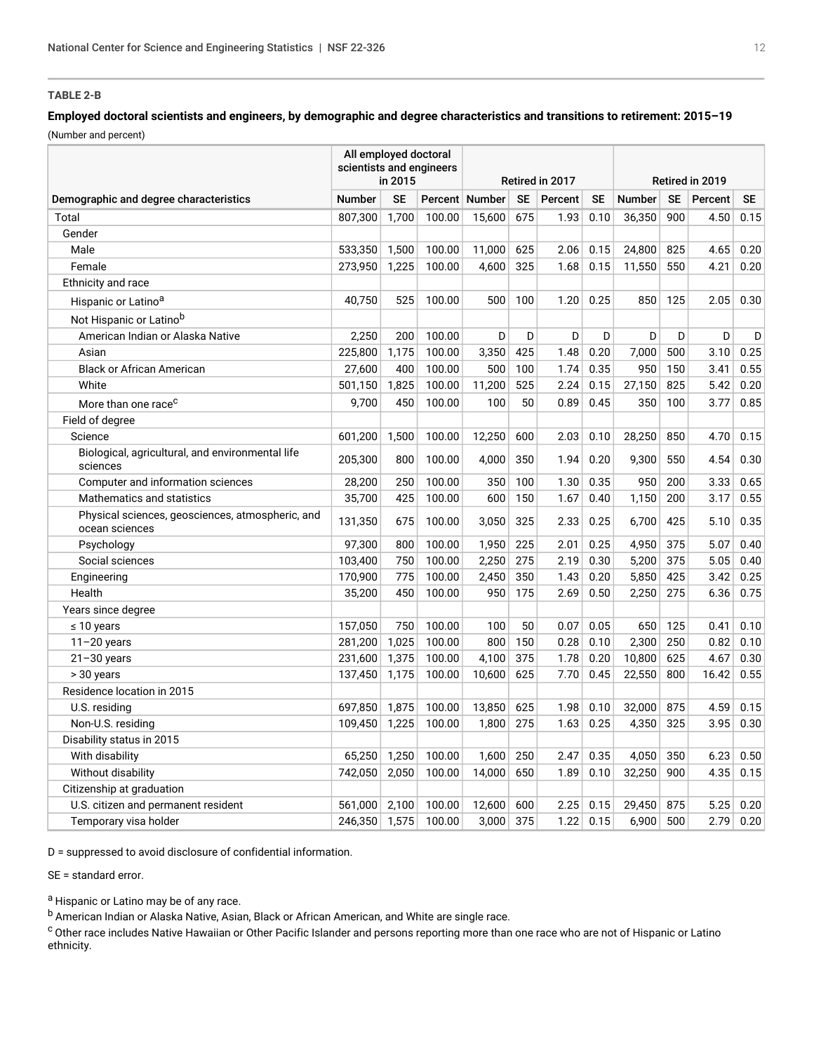**TABLE 2-B**

**Employed doctoral scientists and engineers, by demographic and degree characteristics and transitions to retirement: 2015–19**

(Number and percent)

| Demographic and degree characteristics | All employed doctoral scientists and engineers in 2015 | | | Retired in 2017 | | | | Retired in 2019 | | | |
|---|---|---|---|---|---|---|---|---|---|---|---|
| | Number | SE | Percent | Number | SE | Percent | SE | Number | SE | Percent | SE |
| Total | 807,300 | 1,700 | 100.00 | 15,600 | 675 | 1.93 | 0.10 | 36,350 | 900 | 4.50 | 0.15 |
| Gender | | | | | | | | | | | |
| Male | 533,350 | 1,500 | 100.00 | 11,000 | 625 | 2.06 | 0.15 | 24,800 | 825 | 4.65 | 0.20 |
| Female | 273,950 | 1,225 | 100.00 | 4,600 | 325 | 1.68 | 0.15 | 11,550 | 550 | 4.21 | 0.20 |
| Ethnicity and race | | | | | | | | | | | |
| Hispanic or Latino[a] | 40,750 | 525 | 100.00 | 500 | 100 | 1.20 | 0.25 | 850 | 125 | 2.05 | 0.30 |
| Not Hispanic or Latino[b] | | | | | | | | | | | |
| American Indian or Alaska Native | 2,250 | 200 | 100.00 | D | D | D | D | D | D | D | D |
| Asian | 225,800 | 1,175 | 100.00 | 3,350 | 425 | 1.48 | 0.20 | 7,000 | 500 | 3.10 | 0.25 |
| Black or African American | 27,600 | 400 | 100.00 | 500 | 100 | 1.74 | 0.35 | 950 | 150 | 3.41 | 0.55 |
| White | 501,150 | 1,825 | 100.00 | 11,200 | 525 | 2.24 | 0.15 | 27,150 | 825 | 5.42 | 0.20 |
| More than one race[c] | 9,700 | 450 | 100.00 | 100 | 50 | 0.89 | 0.45 | 350 | 100 | 3.77 | 0.85 |
| Field of degree | | | | | | | | | | | |
| Science | 601,200 | 1,500 | 100.00 | 12,250 | 600 | 2.03 | 0.10 | 28,250 | 850 | 4.70 | 0.15 |
| Biological, agricultural, and environmental life sciences | 205,300 | 800 | 100.00 | 4,000 | 350 | 1.94 | 0.20 | 9,300 | 550 | 4.54 | 0.30 |
| Computer and information sciences | 28,200 | 250 | 100.00 | 350 | 100 | 1.30 | 0.35 | 950 | 200 | 3.33 | 0.65 |
| Mathematics and statistics | 35,700 | 425 | 100.00 | 600 | 150 | 1.67 | 0.40 | 1,150 | 200 | 3.17 | 0.55 |
| Physical sciences, geosciences, atmospheric, and ocean sciences | 131,350 | 675 | 100.00 | 3,050 | 325 | 2.33 | 0.25 | 6,700 | 425 | 5.10 | 0.35 |
| Psychology | 97,300 | 800 | 100.00 | 1,950 | 225 | 2.01 | 0.25 | 4,950 | 375 | 5.07 | 0.40 |
| Social sciences | 103,400 | 750 | 100.00 | 2,250 | 275 | 2.19 | 0.30 | 5,200 | 375 | 5.05 | 0.40 |
| Engineering | 170,900 | 775 | 100.00 | 2,450 | 350 | 1.43 | 0.20 | 5,850 | 425 | 3.42 | 0.25 |
| Health | 35,200 | 450 | 100.00 | 950 | 175 | 2.69 | 0.50 | 2,250 | 275 | 6.36 | 0.75 |
| Years since degree | | | | | | | | | | | |
| ≤ 10 years | 157,050 | 750 | 100.00 | 100 | 50 | 0.07 | 0.05 | 650 | 125 | 0.41 | 0.10 |
| 11–20 years | 281,200 | 1,025 | 100.00 | 800 | 150 | 0.28 | 0.10 | 2,300 | 250 | 0.82 | 0.10 |
| 21–30 years | 231,600 | 1,375 | 100.00 | 4,100 | 375 | 1.78 | 0.20 | 10,800 | 625 | 4.67 | 0.30 |
| > 30 years | 137,450 | 1,175 | 100.00 | 10,600 | 625 | 7.70 | 0.45 | 22,550 | 800 | 16.42 | 0.55 |
| Residence location in 2015 | | | | | | | | | | | |
| U.S. residing | 697,850 | 1,875 | 100.00 | 13,850 | 625 | 1.98 | 0.10 | 32,000 | 875 | 4.59 | 0.15 |
| Non-U.S. residing | 109,450 | 1,225 | 100.00 | 1,800 | 275 | 1.63 | 0.25 | 4,350 | 325 | 3.95 | 0.30 |
| Disability status in 2015 | | | | | | | | | | | |
| With disability | 65,250 | 1,250 | 100.00 | 1,600 | 250 | 2.47 | 0.35 | 4,050 | 350 | 6.23 | 0.50 |
| Without disability | 742,050 | 2,050 | 100.00 | 14,000 | 650 | 1.89 | 0.10 | 32,250 | 900 | 4.35 | 0.15 |
| Citizenship at graduation | | | | | | | | | | | |
| U.S. citizen and permanent resident | 561,000 | 2,100 | 100.00 | 12,600 | 600 | 2.25 | 0.15 | 29,450 | 875 | 5.25 | 0.20 |
| Temporary visa holder | 246,350 | 1,575 | 100.00 | 3,000 | 375 | 1.22 | 0.15 | 6,900 | 500 | 2.79 | 0.20 |

D = suppressed to avoid disclosure of confidential information.

SE = standard error.

[a] Hispanic or Latino may be of any race.

[b] American Indian or Alaska Native, Asian, Black or African American, and White are single race.

[c] Other race includes Native Hawaiian or Other Pacific Islander and persons reporting more than one race who are not of Hispanic or Latino ethnicity.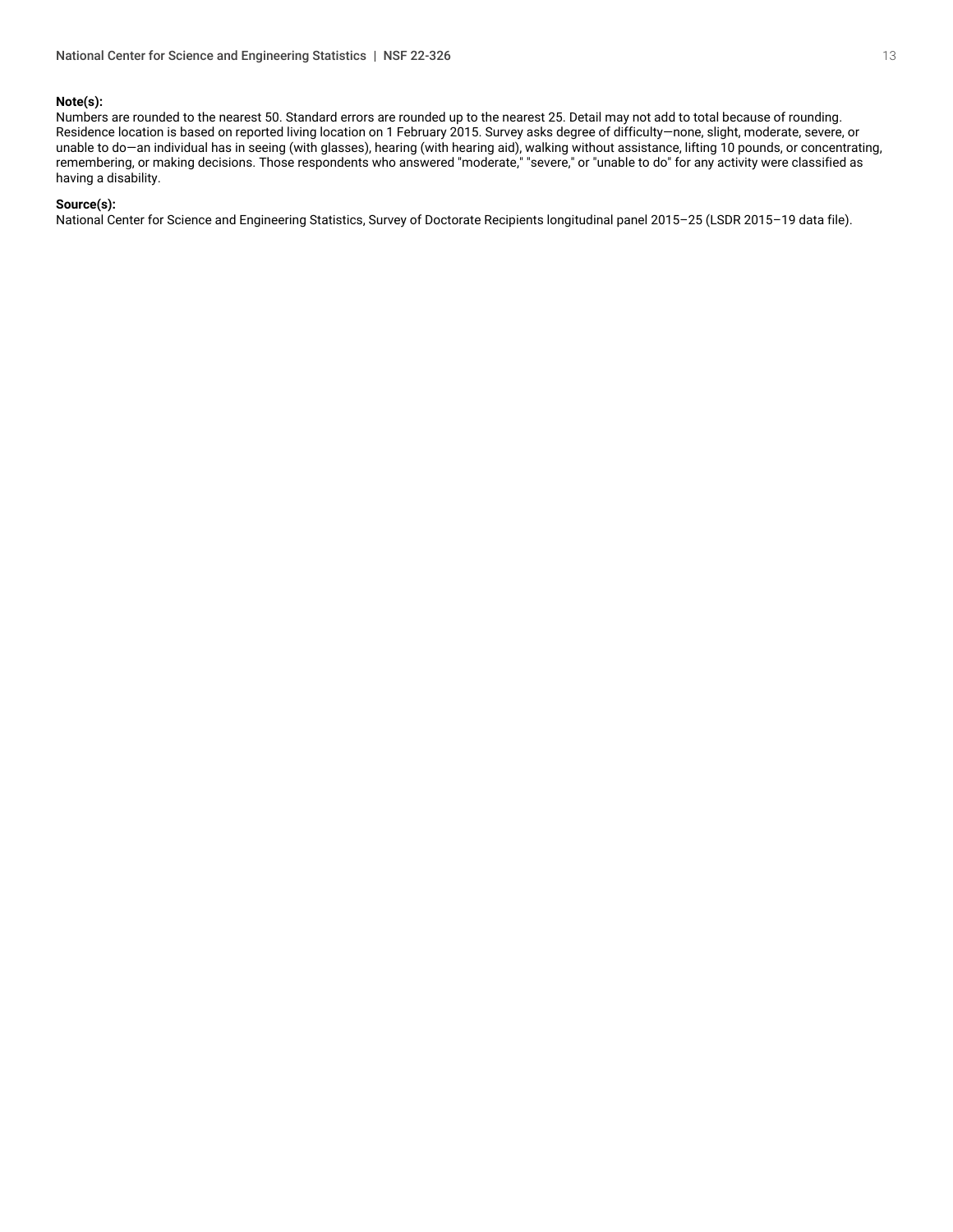**Note(s):**

Numbers are rounded to the nearest 50. Standard errors are rounded up to the nearest 25. Detail may not add to total because of rounding. Residence location is based on reported living location on 1 February 2015. Survey asks degree of difficulty—none, slight, moderate, severe, or unable to do—an individual has in seeing (with glasses), hearing (with hearing aid), walking without assistance, lifting 10 pounds, or concentrating, remembering, or making decisions. Those respondents who answered "moderate," "severe," or "unable to do" for any activity were classified as having a disability.

**Source(s):**

National Center for Science and Engineering Statistics, Survey of Doctorate Recipients longitudinal panel 2015–25 (LSDR 2015–19 data file).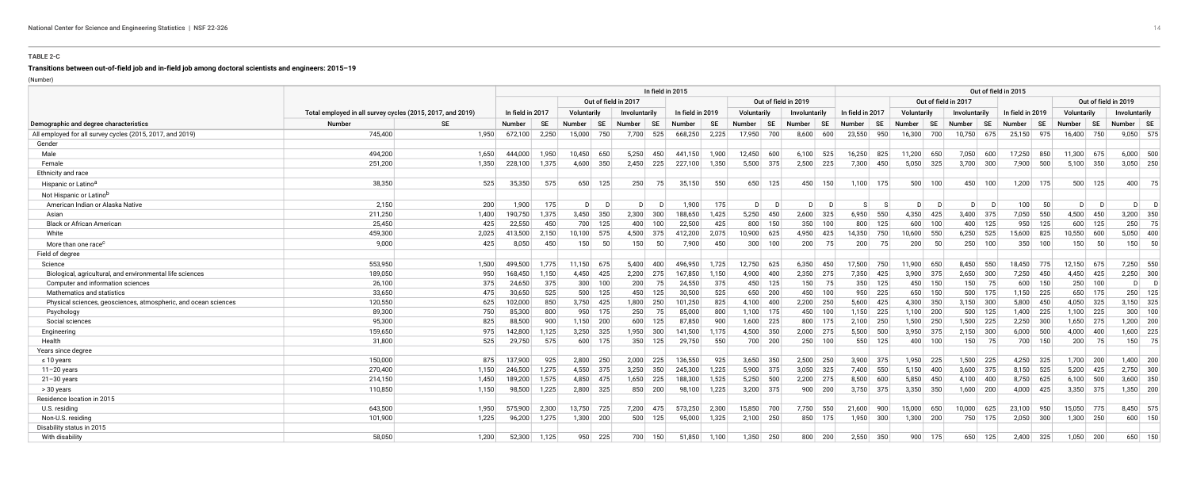**TABLE 2-C**

**Transitions between out-of-field job and in-field job among doctoral scientists and engineers: 2015–19**

(Number)

| Demographic and degree characteristics | Total employed in all survey cycles (2015, 2017, and 2019) | | In field in 2015 | | | | | | | | | | | | | | | | Out of field in 2015 | | | | | | | | | | | | | | | |
|---|---|---|---|---|---|---|---|---|---|---|---|---|---|---|---|---|---|---|---|---|---|---|---|---|---|---|---|---|---|---|---|---|---|---|
| | | | In field in 2017 | | Out of field in 2017 | | | | In field in 2019 | | Out of field in 2019 | | | | In field in 2017 | | Out of field in 2017 | | | | In field in 2019 | | Out of field in 2019 | | | |
| | | | | | Voluntarily | | Involuntarily | | | | Voluntarily | | Involuntarily | | | | Voluntarily | | Involuntarily | | | | Voluntarily | | Involuntarily | |
| | Number | SE | Number | SE | Number | SE | Number | SE | Number | SE | Number | SE | Number | SE | Number | SE | Number | SE | Number | SE | Number | SE | Number | SE | Number | SE |
| All employed for all survey cycles (2015, 2017, and 2019) | 745,400 | 1,950 | 672,100 | 2,250 | 15,000 | 750 | 7,700 | 525 | 668,250 | 2,225 | 17,950 | 700 | 8,600 | 600 | 23,550 | 950 | 16,300 | 700 | 10,750 | 675 | 25,150 | 975 | 16,400 | 750 | 9,050 | 575 |
| Gender | | | | | | | | | | | | | | | | | | | | | | | | | | |
| Male | 494,200 | 1,650 | 444,000 | 1,950 | 10,450 | 650 | 5,250 | 450 | 441,150 | 1,900 | 12,450 | 600 | 6,100 | 525 | 16,250 | 825 | 11,200 | 650 | 7,050 | 600 | 17,250 | 850 | 11,300 | 675 | 6,000 | 500 |
| Female | 251,200 | 1,350 | 228,100 | 1,375 | 4,600 | 350 | 2,450 | 225 | 227,100 | 1,350 | 5,500 | 375 | 2,500 | 225 | 7,300 | 450 | 5,050 | 325 | 3,700 | 300 | 7,900 | 500 | 5,100 | 350 | 3,050 | 250 |
| Ethnicity and race | | | | | | | | | | | | | | | | | | | | | | | | | | |
| Hispanic or Latino[a] | 38,350 | 525 | 35,350 | 575 | 650 | 125 | 250 | 75 | 35,150 | 550 | 650 | 125 | 450 | 150 | 1,100 | 175 | 500 | 100 | 450 | 100 | 1,200 | 175 | 500 | 125 | 400 | 75 |
| Not Hispanic or Latino[b] | | | | | | | | | | | | | | | | | | | | | | | | | | |
| American Indian or Alaska Native | 2,150 | 200 | 1,900 | 175 | D | D | D | D | 1,900 | 175 | D | D | D | D | S | S | D | D | D | D | 100 | 50 | D | D | D | D |
| Asian | 211,250 | 1,400 | 190,750 | 1,375 | 3,450 | 350 | 2,300 | 300 | 188,650 | 1,425 | 5,250 | 450 | 2,600 | 325 | 6,950 | 550 | 4,350 | 425 | 3,400 | 375 | 7,050 | 550 | 4,500 | 450 | 3,200 | 350 |
| Black or African American | 25,450 | 425 | 22,550 | 450 | 700 | 125 | 400 | 100 | 22,500 | 425 | 800 | 150 | 350 | 100 | 800 | 125 | 600 | 100 | 400 | 125 | 950 | 125 | 600 | 125 | 250 | 75 |
| White | 459,300 | 2,025 | 413,500 | 2,150 | 10,100 | 575 | 4,500 | 375 | 412,200 | 2,075 | 10,900 | 600 | 4,950 | 425 | 14,350 | 750 | 10,600 | 550 | 6,250 | 525 | 15,600 | 825 | 10,550 | 600 | 5,050 | 400 |
| More than one race[c] | 9,000 | 425 | 8,050 | 450 | 150 | 50 | 150 | 50 | 7,900 | 450 | 300 | 100 | 200 | 75 | 200 | 75 | 200 | 50 | 250 | 100 | 350 | 100 | 150 | 50 | 150 | 50 |
| Field of degree | | | | | | | | | | | | | | | | | | | | | | | | | | |
| Science | 553,950 | 1,500 | 499,500 | 1,775 | 11,150 | 675 | 5,400 | 400 | 496,950 | 1,725 | 12,750 | 625 | 6,350 | 450 | 17,500 | 750 | 11,900 | 650 | 8,450 | 550 | 18,450 | 775 | 12,150 | 675 | 7,250 | 550 |
| Biological, agricultural, and environmental life sciences | 189,050 | 950 | 168,450 | 1,150 | 4,450 | 425 | 2,200 | 275 | 167,850 | 1,150 | 4,900 | 400 | 2,350 | 275 | 7,350 | 425 | 3,900 | 375 | 2,650 | 300 | 7,250 | 450 | 4,450 | 425 | 2,250 | 300 |
| Computer and information sciences | 26,100 | 375 | 24,650 | 375 | 300 | 100 | 200 | 75 | 24,550 | 375 | 450 | 125 | 150 | 75 | 350 | 125 | 450 | 150 | 150 | 75 | 600 | 150 | 250 | 100 | D | D |
| Mathematics and statistics | 33,650 | 475 | 30,650 | 525 | 500 | 125 | 450 | 125 | 30,500 | 525 | 650 | 200 | 450 | 100 | 950 | 225 | 650 | 150 | 500 | 175 | 1,150 | 225 | 650 | 175 | 250 | 125 |
| Physical sciences, geosciences, atmospheric, and ocean sciences | 120,550 | 625 | 102,000 | 850 | 3,750 | 425 | 1,800 | 250 | 101,250 | 825 | 4,100 | 400 | 2,200 | 250 | 5,600 | 425 | 4,300 | 350 | 3,150 | 300 | 5,800 | 450 | 4,050 | 325 | 3,150 | 325 |
| Psychology | 89,300 | 750 | 85,300 | 800 | 950 | 175 | 250 | 75 | 85,000 | 800 | 1,100 | 175 | 450 | 100 | 1,150 | 225 | 1,100 | 200 | 500 | 125 | 1,400 | 225 | 1,100 | 225 | 300 | 100 |
| Social sciences | 95,300 | 825 | 88,500 | 900 | 1,150 | 200 | 600 | 125 | 87,850 | 900 | 1,600 | 225 | 800 | 175 | 2,100 | 250 | 1,500 | 250 | 1,500 | 225 | 2,250 | 300 | 1,650 | 275 | 1,200 | 200 |
| Engineering | 159,650 | 975 | 142,800 | 1,125 | 3,250 | 325 | 1,950 | 300 | 141,500 | 1,175 | 4,500 | 350 | 2,000 | 275 | 5,500 | 500 | 3,950 | 375 | 2,150 | 300 | 6,000 | 500 | 4,000 | 400 | 1,600 | 225 |
| Health | 31,800 | 525 | 29,750 | 575 | 600 | 175 | 350 | 125 | 29,750 | 550 | 700 | 200 | 250 | 100 | 550 | 125 | 400 | 100 | 150 | 75 | 700 | 150 | 200 | 75 | 150 | 75 |
| Years since degree | | | | | | | | | | | | | | | | | | | | | | | | | | |
| ≤ 10 years | 150,000 | 875 | 137,900 | 925 | 2,800 | 250 | 2,000 | 225 | 136,550 | 925 | 3,650 | 350 | 2,500 | 250 | 3,900 | 375 | 1,950 | 225 | 1,500 | 225 | 4,250 | 325 | 1,700 | 200 | 1,400 | 200 |
| 11–20 years | 270,400 | 1,150 | 246,500 | 1,275 | 4,550 | 375 | 3,250 | 350 | 245,300 | 1,225 | 5,900 | 375 | 3,050 | 325 | 7,400 | 550 | 5,150 | 400 | 3,600 | 375 | 8,150 | 525 | 5,200 | 425 | 2,750 | 300 |
| 21–30 years | 214,150 | 1,450 | 189,200 | 1,575 | 4,850 | 475 | 1,650 | 225 | 188,300 | 1,525 | 5,250 | 500 | 2,200 | 275 | 8,500 | 600 | 5,850 | 450 | 4,100 | 400 | 8,750 | 625 | 6,100 | 500 | 3,600 | 350 |
| > 30 years | 110,850 | 1,150 | 98,500 | 1,225 | 2,800 | 325 | 850 | 200 | 98,100 | 1,225 | 3,200 | 375 | 900 | 200 | 3,750 | 375 | 3,350 | 350 | 1,600 | 200 | 4,000 | 425 | 3,350 | 375 | 1,350 | 200 |
| Residence location in 2015 | | | | | | | | | | | | | | | | | | | | | | | | | | |
| U.S. residing | 643,500 | 1,950 | 575,900 | 2,300 | 13,750 | 725 | 7,200 | 475 | 573,250 | 2,300 | 15,850 | 700 | 7,750 | 550 | 21,600 | 900 | 15,000 | 650 | 10,000 | 625 | 23,100 | 950 | 15,050 | 775 | 8,450 | 575 |
| Non-U.S. residing | 101,900 | 1,225 | 96,200 | 1,275 | 1,300 | 200 | 500 | 125 | 95,000 | 1,325 | 2,100 | 250 | 850 | 175 | 1,950 | 300 | 1,300 | 200 | 750 | 175 | 2,050 | 300 | 1,300 | 250 | 600 | 150 |
| Disability status in 2015 | | | | | | | | | | | | | | | | | | | | | | | | | | |
| With disability | 58,050 | 1,200 | 52,300 | 1,125 | 950 | 225 | 700 | 150 | 51,850 | 1,100 | 1,350 | 250 | 800 | 200 | 2,550 | 350 | 900 | 175 | 650 | 125 | 2,400 | 325 | 1,050 | 200 | 650 | 150 |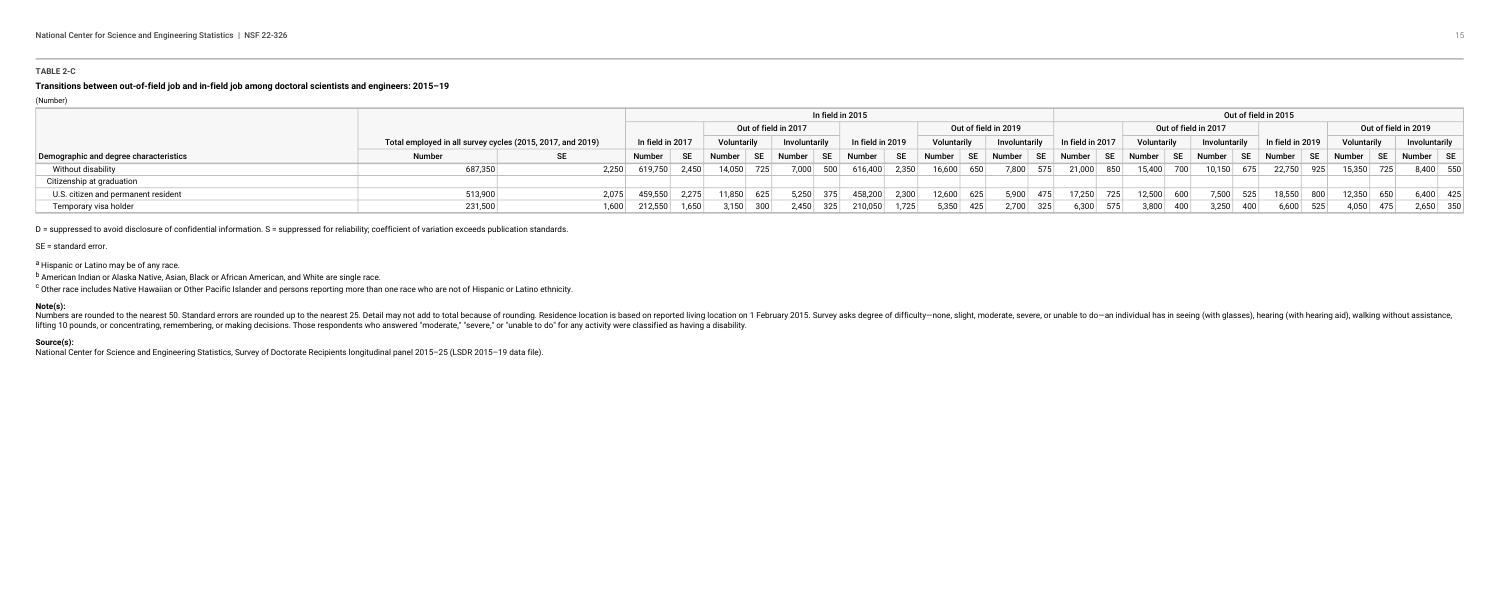**TABLE 2-C**

**Transitions between out-of-field job and in-field job among doctoral scientists and engineers: 2015–19**

(Number)

| | | | In field in 2015 | | | | | | | | | | | | | | Out of field in 2015 | | | | | | | | | | | |
|---|---|---|---|---|---|---|---|---|---|---|---|---|---|---|---|---|---|---|---|---|---|---|---|---|---|---|---|---|
| | | | | | Out of field in 2017 | | | | | | Out of field in 2019 | | | | | | Out of field in 2017 | | | | | | Out of field in 2019 | | | | | |
| | Total employed in all survey cycles (2015, 2017, and 2019) | | In field in 2017 | | Voluntarily | | Involuntarily | | In field in 2019 | | Voluntarily | | Involuntarily | | In field in 2017 | | Voluntarily | | Involuntarily | | In field in 2019 | | Voluntarily | | Involuntarily | |
| Demographic and degree characteristics | Number | SE | Number | SE | Number | SE | Number | SE | Number | SE | Number | SE | Number | SE | Number | SE | Number | SE | Number | SE | Number | SE | Number | SE | Number | SE |
| Without disability | 687,350 | 2,250 | 619,750 | 2,450 | 14,050 | 725 | 7,000 | 500 | 616,400 | 2,350 | 16,600 | 650 | 7,800 | 575 | 21,000 | 850 | 15,400 | 700 | 10,150 | 675 | 22,750 | 925 | 15,350 | 725 | 8,400 | 550 |
| Citizenship at graduation | | | | | | | | | | | | | | | | | | | | | | | | | | |
| U.S. citizen and permanent resident | 513,900 | 2,075 | 459,550 | 2,275 | 11,850 | 625 | 5,250 | 375 | 458,200 | 2,300 | 12,600 | 625 | 5,900 | 475 | 17,250 | 725 | 12,500 | 600 | 7,500 | 525 | 18,550 | 800 | 12,350 | 650 | 6,400 | 425 |
| Temporary visa holder | 231,500 | 1,600 | 212,550 | 1,650 | 3,150 | 300 | 2,450 | 325 | 210,050 | 1,725 | 5,350 | 425 | 2,700 | 325 | 6,300 | 575 | 3,800 | 400 | 3,250 | 400 | 6,600 | 525 | 4,050 | 475 | 2,650 | 350 |

D = suppressed to avoid disclosure of confidential information. S = suppressed for reliability; coefficient of variation exceeds publication standards.

SE = standard error.

[a] Hispanic or Latino may be of any race.

[b] American Indian or Alaska Native, Asian, Black or African American, and White are single race.

[c] Other race includes Native Hawaiian or Other Pacific Islander and persons reporting more than one race who are not of Hispanic or Latino ethnicity.

**Note(s):**

Numbers are rounded to the nearest 50. Standard errors are rounded up to the nearest 25. Detail may not add to total because of rounding. Residence location is based on reported living location on 1 February 2015. Survey asks degree of difficulty—none, slight, moderate, severe, or unable to do—an individual has in seeing (with glasses), hearing (with hearing aid), walking without assistance, lifting 10 pounds, or concentrating, remembering, or making decisions. Those respondents who answered "moderate," "severe," or "unable to do" for any activity were classified as having a disability.

**Source(s):**

National Center for Science and Engineering Statistics, Survey of Doctorate Recipients longitudinal panel 2015–25 (LSDR 2015–19 data file).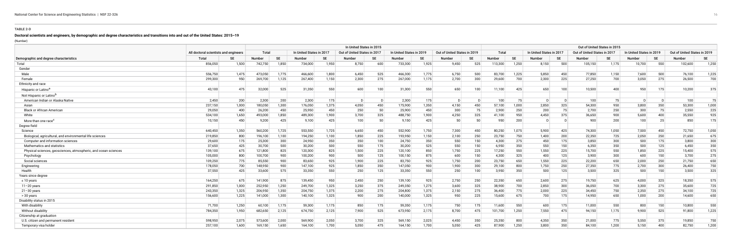**TABLE 2-D**

**Doctoral scientists and engineers, by demographic and degree characteristics and transitions into and out of the United States: 2015–19**

(Number)

| Demographic and degree characteristics | All doctoral scientists and engineers | | In United States in 2015 | | | | | | | | | | Out of United States in 2015 | | | | | | | | | |
|---|---|---|---|---|---|---|---|---|---|---|---|---|---|---|---|---|---|---|---|---|---|---|
| | | | Total | | In United States in 2017 | | Out of United States in 2017 | | In United States in 2019 | | Out of United States in 2019 | | Total | | In United States in 2017 | | Out of United States in 2017 | | In United States in 2019 | | Out of United States in 2019 | |
| | Total | SE | Number | SE | Number | SE | Number | SE | Number | SE | Number | SE | Number | SE | Number | SE | Number | SE | Number | SE | Number | SE |
| Total | 856,050 | 1,500 | 742,750 | 1,850 | 734,000 | 1,950 | 8,750 | 600 | 733,300 | 1,925 | 9,450 | 525 | 113,300 | 1,250 | 8,150 | 500 | 105,150 | 1,175 | 10,700 | 550 | 102,600 | 1,250 |
| Gender | | | | | | | | | | | | | | | | | | | | | | |
| Male | 556,750 | 1,475 | 473,050 | 1,775 | 466,600 | 1,800 | 6,450 | 525 | 466,300 | 1,775 | 6,750 | 500 | 83,700 | 1,225 | 5,850 | 450 | 77,850 | 1,150 | 7,600 | 500 | 76,100 | 1,225 |
| Female | 299,300 | 950 | 269,700 | 1,125 | 267,400 | 1,150 | 2,300 | 275 | 267,000 | 1,175 | 2,700 | 300 | 29,600 | 700 | 2,300 | 225 | 27,250 | 700 | 3,050 | 275 | 26,500 | 700 |
| Ethnicity and race | | | | | | | | | | | | | | | | | | | | | | |
| Hispanic or Latino[a] | 43,100 | 475 | 32,000 | 525 | 31,350 | 550 | 600 | 100 | 31,300 | 550 | 650 | 100 | 11,100 | 425 | 650 | 100 | 10,500 | 400 | 950 | 175 | 10,200 | 375 |
| Not Hispanic or Latino[b] | | | | | | | | | | | | | | | | | | | | | | |
| American Indian or Alaska Native | 2,450 | 200 | 2,300 | 200 | 2,300 | 175 | D | D | 2,300 | 175 | D | D | 100 | 75 | D | D | 100 | 75 | D | D | 100 | 75 |
| Asian | 237,150 | 1,000 | 180,050 | 1,300 | 176,050 | 1,375 | 4,050 | 450 | 175,900 | 1,350 | 4,150 | 450 | 57,100 | 1,000 | 2,850 | 325 | 54,300 | 950 | 3,800 | 350 | 53,300 | 1,000 |
| Black or African American | 29,050 | 400 | 26,200 | 450 | 25,950 | 450 | 250 | 50 | 25,900 | 450 | 300 | 75 | 2,900 | 250 | 200 | 75 | 2,700 | 250 | 300 | 75 | 2,550 | 225 |
| White | 534,100 | 1,650 | 493,000 | 1,850 | 489,300 | 1,900 | 3,700 | 325 | 488,750 | 1,900 | 4,250 | 325 | 41,100 | 950 | 4,450 | 375 | 36,650 | 900 | 5,600 | 400 | 35,550 | 925 |
| More than one race[c] | 10,150 | 450 | 9,200 | 425 | 9,100 | 425 | 100 | 50 | 9,150 | 425 | 50 | 50 | 950 | 200 | D | D | 900 | 200 | 100 | 25 | 850 | 175 |
| Degree field | | | | | | | | | | | | | | | | | | | | | | |
| Science | 640,450 | 1,350 | 560,200 | 1,725 | 553,550 | 1,725 | 6,650 | 450 | 552,900 | 1,750 | 7,300 | 450 | 80,250 | 1,075 | 5,900 | 425 | 74,300 | 1,050 | 7,500 | 450 | 72,750 | 1,050 |
| Biological, agricultural, and environmental life sciences | 219,850 | 800 | 196,100 | 1,100 | 194,250 | 1,100 | 1,850 | 225 | 193,950 | 1,150 | 2,100 | 250 | 23,750 | 750 | 1,400 | 200 | 22,350 | 725 | 2,050 | 250 | 21,650 | 675 |
| Computer and information sciences | 29,600 | 175 | 25,300 | 300 | 24,950 | 350 | 350 | 100 | 24,750 | 350 | 550 | 150 | 4,300 | 275 | 450 | 175 | 3,850 | 300 | 500 | 175 | 3,800 | 300 |
| Mathematics and statistics | 37,650 | 425 | 30,700 | 500 | 30,200 | 500 | 550 | 175 | 30,200 | 525 | 550 | 150 | 6,950 | 350 | 550 | 150 | 6,350 | 350 | 500 | 125 | 6,450 | 350 |
| Physical sciences, geosciences, atmospheric, and ocean sciences | 139,100 | 675 | 121,800 | 825 | 120,300 | 825 | 1,500 | 225 | 120,100 | 850 | 1,750 | 225 | 17,250 | 550 | 1,550 | 225 | 15,700 | 550 | 1,850 | 225 | 15,400 | 575 |
| Psychology | 105,000 | 800 | 100,700 | 900 | 100,200 | 900 | 500 | 125 | 100,150 | 875 | 600 | 150 | 4,300 | 325 | 400 | 125 | 3,900 | 300 | 600 | 150 | 3,700 | 275 |
| Social sciences | 109,250 | 775 | 85,550 | 900 | 83,650 | 925 | 1,900 | 225 | 83,750 | 925 | 1,750 | 200 | 23,750 | 650 | 1,550 | 225 | 22,200 | 650 | 2,000 | 250 | 21,750 | 650 |
| Engineering | 178,050 | 700 | 148,950 | 900 | 147,100 | 925 | 1,850 | 350 | 147,050 | 900 | 1,900 | 300 | 29,100 | 800 | 1,750 | 250 | 27,350 | 775 | 2,700 | 300 | 26,400 | 750 |
| Health | 37,550 | 425 | 33,600 | 575 | 33,350 | 550 | 250 | 125 | 33,350 | 550 | 250 | 100 | 3,950 | 350 | 500 | 125 | 3,500 | 325 | 500 | 150 | 3,500 | 325 |
| Years since degree | | | | | | | | | | | | | | | | | | | | | | |
| ≤ 10 years | 164,250 | 675 | 141,900 | 875 | 139,450 | 950 | 2,450 | 250 | 139,100 | 925 | 2,750 | 250 | 22,350 | 650 | 2,600 | 275 | 19,750 | 625 | 4,000 | 325 | 18,350 | 575 |
| 11–20 years | 291,850 | 1,000 | 252,950 | 1,250 | 249,700 | 1,325 | 3,250 | 375 | 249,350 | 1,275 | 3,600 | 325 | 38,900 | 700 | 2,850 | 300 | 36,050 | 700 | 3,300 | 275 | 35,600 | 725 |
| 21–30 years | 243,350 | 1,325 | 206,950 | 1,350 | 204,750 | 1,375 | 2,200 | 275 | 204,800 | 1,375 | 2,150 | 275 | 36,400 | 775 | 2,000 | 225 | 34,450 | 750 | 2,350 | 275 | 34,100 | 725 |
| > 30 years | 156,600 | 1,225 | 141,000 | 1,300 | 140,100 | 1,325 | 900 | 200 | 140,000 | 1,325 | 950 | 225 | 15,600 | 675 | 700 | 175 | 14,950 | 650 | 1,000 | 200 | 14,600 | 650 |
| Disability status in 2015 | | | | | | | | | | | | | | | | | | | | | | |
| With disability | 71,700 | 1,250 | 60,100 | 1,175 | 59,300 | 1,175 | 850 | 175 | 59,350 | 1,175 | 750 | 175 | 11,600 | 550 | 600 | 175 | 11,000 | 550 | 800 | 150 | 10,800 | 550 |
| Without disability | 784,350 | 1,950 | 682,650 | 2,125 | 674,750 | 2,125 | 7,900 | 525 | 673,950 | 2,175 | 8,700 | 475 | 101,700 | 1,250 | 7,550 | 475 | 94,150 | 1,175 | 9,900 | 525 | 91,800 | 1,225 |
| Citizenship at graduation | | | | | | | | | | | | | | | | | | | | | | |
| U.S. citizen and permanent resident | 598,950 | 2,075 | 573,600 | 2,000 | 569,900 | 2,050 | 3,700 | 325 | 569,150 | 2,025 | 4,450 | 350 | 25,350 | 800 | 4,350 | 350 | 21,000 | 775 | 5,550 | 375 | 19,850 | 750 |
| Temporary visa holder | 257,100 | 1,600 | 169,150 | 1,650 | 164,100 | 1,700 | 5,050 | 475 | 164,150 | 1,700 | 5,050 | 425 | 87,900 | 1,250 | 3,800 | 350 | 84,100 | 1,200 | 5,150 | 400 | 82,750 | 1,200 |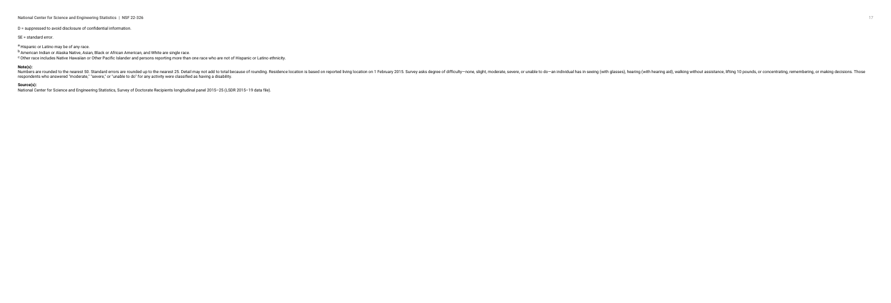D = suppressed to avoid disclosure of confidential information.

SE = standard error.

[a] Hispanic or Latino may be of any race.

[b] American Indian or Alaska Native, Asian, Black or African American, and White are single race.

[c] Other race includes Native Hawaiian or Other Pacific Islander and persons reporting more than one race who are not of Hispanic or Latino ethnicity.

**Note(s):**

Numbers are rounded to the nearest 50. Standard errors are rounded up to the nearest 25. Detail may not add to total because of rounding. Residence location is based on reported living location on 1 February 2015. Survey asks degree of difficulty—none, slight, moderate, severe, or unable to do—an individual has in seeing (with glasses), hearing (with hearing aid), walking without assistance, lifting 10 pounds, or concentrating, remembering, or making decisions. Those respondents who answered "moderate," "severe," or "unable to do" for any activity were classified as having a disability.

**Source(s):**

National Center for Science and Engineering Statistics, Survey of Doctorate Recipients longitudinal panel 2015–25 (LSDR 2015–19 data file).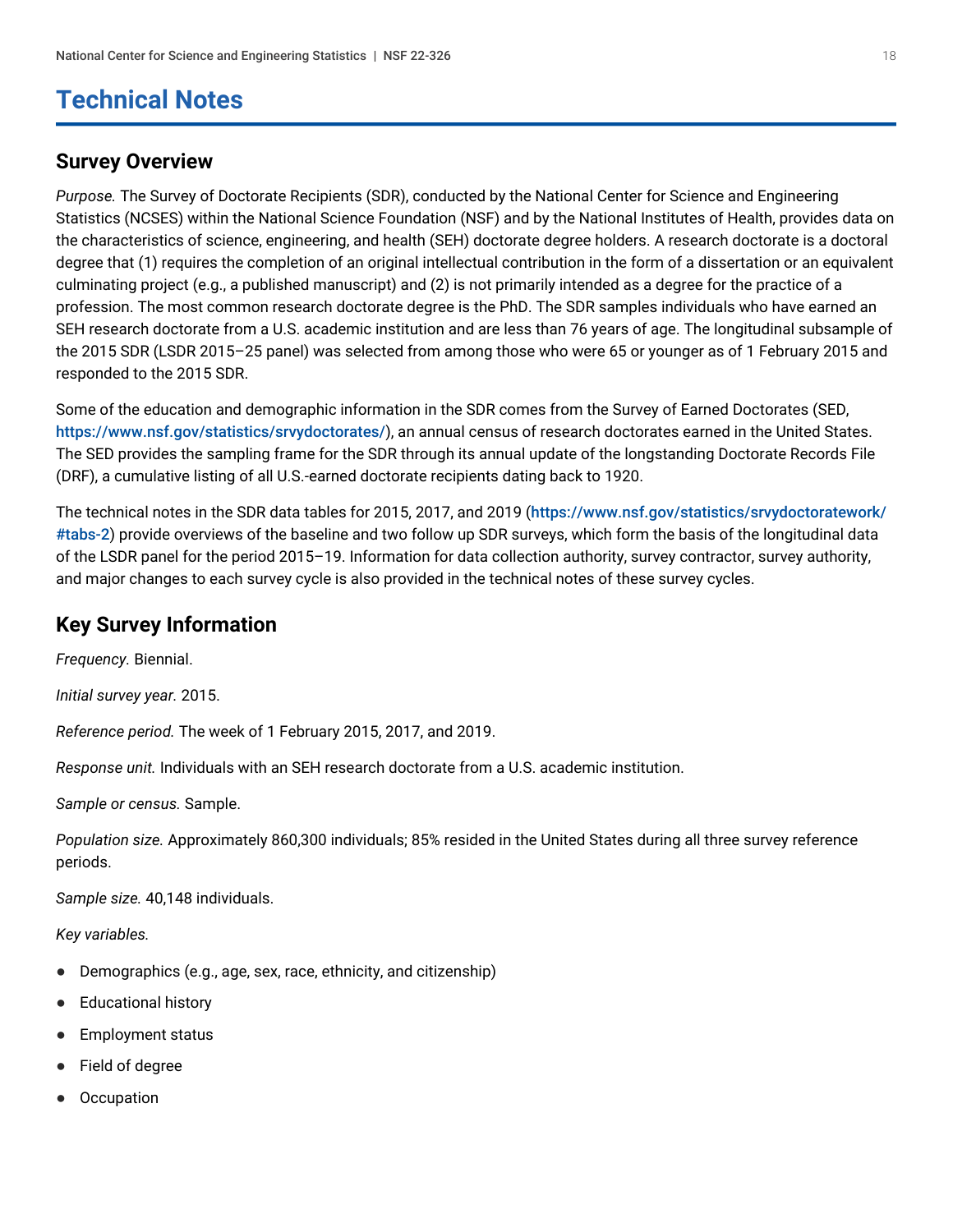# Technical Notes

## Survey Overview

*Purpose.* The Survey of Doctorate Recipients (SDR), conducted by the National Center for Science and Engineering Statistics (NCSES) within the National Science Foundation (NSF) and by the National Institutes of Health, provides data on the characteristics of science, engineering, and health (SEH) doctorate degree holders. A research doctorate is a doctoral degree that (1) requires the completion of an original intellectual contribution in the form of a dissertation or an equivalent culminating project (e.g., a published manuscript) and (2) is not primarily intended as a degree for the practice of a profession. The most common research doctorate degree is the PhD. The SDR samples individuals who have earned an SEH research doctorate from a U.S. academic institution and are less than 76 years of age. The longitudinal subsample of the 2015 SDR (LSDR 2015–25 panel) was selected from among those who were 65 or younger as of 1 February 2015 and responded to the 2015 SDR.

Some of the education and demographic information in the SDR comes from the Survey of Earned Doctorates (SED, https://www.nsf.gov/statistics/srvydoctorates/), an annual census of research doctorates earned in the United States. The SED provides the sampling frame for the SDR through its annual update of the longstanding Doctorate Records File (DRF), a cumulative listing of all U.S.-earned doctorate recipients dating back to 1920.

The technical notes in the SDR data tables for 2015, 2017, and 2019 (https://www.nsf.gov/statistics/srvydoctoratework/#tabs-2) provide overviews of the baseline and two follow up SDR surveys, which form the basis of the longitudinal data of the LSDR panel for the period 2015–19. Information for data collection authority, survey contractor, survey authority, and major changes to each survey cycle is also provided in the technical notes of these survey cycles.

## Key Survey Information

*Frequency.* Biennial.

*Initial survey year.* 2015.

*Reference period.* The week of 1 February 2015, 2017, and 2019.

*Response unit.* Individuals with an SEH research doctorate from a U.S. academic institution.

*Sample or census.* Sample.

*Population size.* Approximately 860,300 individuals; 85% resided in the United States during all three survey reference periods.

*Sample size.* 40,148 individuals.

*Key variables.*

- Demographics (e.g., age, sex, race, ethnicity, and citizenship)
- Educational history
- Employment status
- Field of degree
- Occupation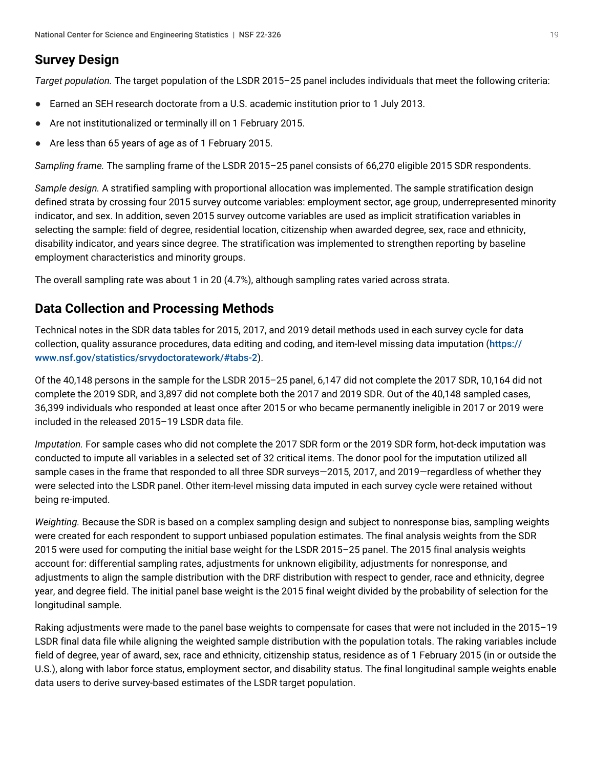## Survey Design

*Target population.* The target population of the LSDR 2015–25 panel includes individuals that meet the following criteria:

- Earned an SEH research doctorate from a U.S. academic institution prior to 1 July 2013.
- Are not institutionalized or terminally ill on 1 February 2015.
- Are less than 65 years of age as of 1 February 2015.

*Sampling frame.* The sampling frame of the LSDR 2015–25 panel consists of 66,270 eligible 2015 SDR respondents.

*Sample design.* A stratified sampling with proportional allocation was implemented. The sample stratification design defined strata by crossing four 2015 survey outcome variables: employment sector, age group, underrepresented minority indicator, and sex. In addition, seven 2015 survey outcome variables are used as implicit stratification variables in selecting the sample: field of degree, residential location, citizenship when awarded degree, sex, race and ethnicity, disability indicator, and years since degree. The stratification was implemented to strengthen reporting by baseline employment characteristics and minority groups.

The overall sampling rate was about 1 in 20 (4.7%), although sampling rates varied across strata.

## Data Collection and Processing Methods

Technical notes in the SDR data tables for 2015, 2017, and 2019 detail methods used in each survey cycle for data collection, quality assurance procedures, data editing and coding, and item-level missing data imputation (**https://www.nsf.gov/statistics/srvydoctoratework/#tabs-2**).

Of the 40,148 persons in the sample for the LSDR 2015–25 panel, 6,147 did not complete the 2017 SDR, 10,164 did not complete the 2019 SDR, and 3,897 did not complete both the 2017 and 2019 SDR. Out of the 40,148 sampled cases, 36,399 individuals who responded at least once after 2015 or who became permanently ineligible in 2017 or 2019 were included in the released 2015–19 LSDR data file.

*Imputation.* For sample cases who did not complete the 2017 SDR form or the 2019 SDR form, hot-deck imputation was conducted to impute all variables in a selected set of 32 critical items. The donor pool for the imputation utilized all sample cases in the frame that responded to all three SDR surveys—2015, 2017, and 2019—regardless of whether they were selected into the LSDR panel. Other item-level missing data imputed in each survey cycle were retained without being re-imputed.

*Weighting.* Because the SDR is based on a complex sampling design and subject to nonresponse bias, sampling weights were created for each respondent to support unbiased population estimates. The final analysis weights from the SDR 2015 were used for computing the initial base weight for the LSDR 2015–25 panel. The 2015 final analysis weights account for: differential sampling rates, adjustments for unknown eligibility, adjustments for nonresponse, and adjustments to align the sample distribution with the DRF distribution with respect to gender, race and ethnicity, degree year, and degree field. The initial panel base weight is the 2015 final weight divided by the probability of selection for the longitudinal sample.

Raking adjustments were made to the panel base weights to compensate for cases that were not included in the 2015–19 LSDR final data file while aligning the weighted sample distribution with the population totals. The raking variables include field of degree, year of award, sex, race and ethnicity, citizenship status, residence as of 1 February 2015 (in or outside the U.S.), along with labor force status, employment sector, and disability status. The final longitudinal sample weights enable data users to derive survey-based estimates of the LSDR target population.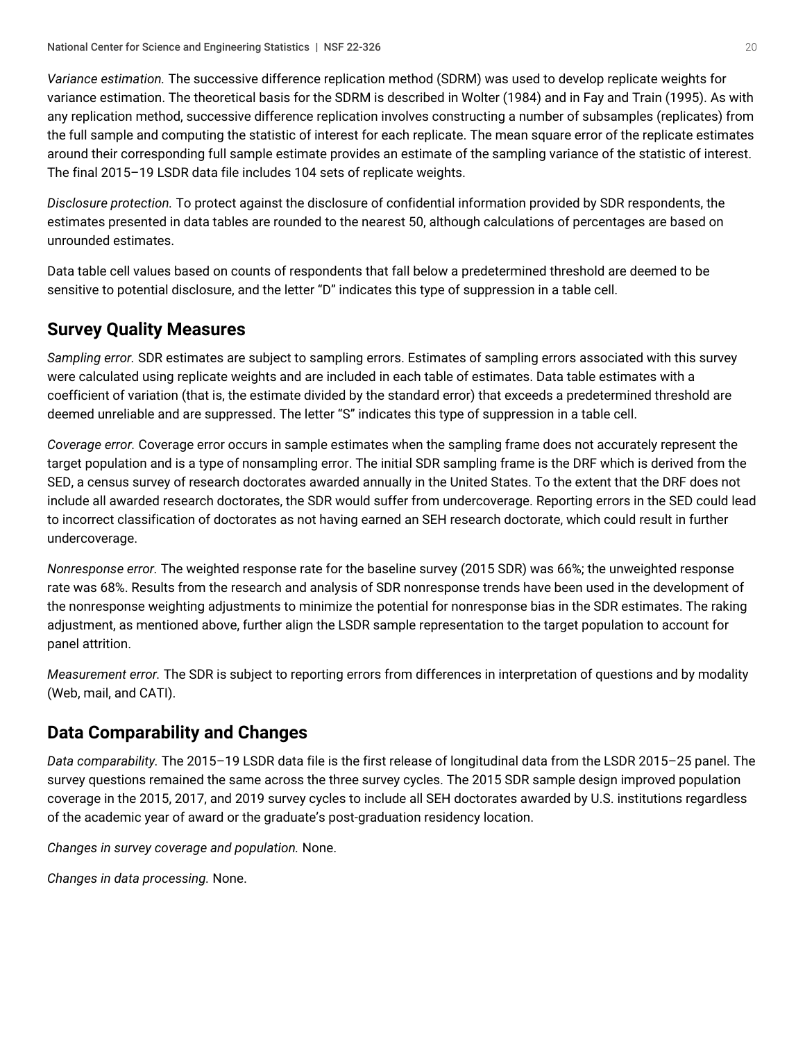*Variance estimation.* The successive difference replication method (SDRM) was used to develop replicate weights for variance estimation. The theoretical basis for the SDRM is described in Wolter (1984) and in Fay and Train (1995). As with any replication method, successive difference replication involves constructing a number of subsamples (replicates) from the full sample and computing the statistic of interest for each replicate. The mean square error of the replicate estimates around their corresponding full sample estimate provides an estimate of the sampling variance of the statistic of interest. The final 2015–19 LSDR data file includes 104 sets of replicate weights.

*Disclosure protection.* To protect against the disclosure of confidential information provided by SDR respondents, the estimates presented in data tables are rounded to the nearest 50, although calculations of percentages are based on unrounded estimates.

Data table cell values based on counts of respondents that fall below a predetermined threshold are deemed to be sensitive to potential disclosure, and the letter "D" indicates this type of suppression in a table cell.

## Survey Quality Measures

*Sampling error.* SDR estimates are subject to sampling errors. Estimates of sampling errors associated with this survey were calculated using replicate weights and are included in each table of estimates. Data table estimates with a coefficient of variation (that is, the estimate divided by the standard error) that exceeds a predetermined threshold are deemed unreliable and are suppressed. The letter "S" indicates this type of suppression in a table cell.

*Coverage error.* Coverage error occurs in sample estimates when the sampling frame does not accurately represent the target population and is a type of nonsampling error. The initial SDR sampling frame is the DRF which is derived from the SED, a census survey of research doctorates awarded annually in the United States. To the extent that the DRF does not include all awarded research doctorates, the SDR would suffer from undercoverage. Reporting errors in the SED could lead to incorrect classification of doctorates as not having earned an SEH research doctorate, which could result in further undercoverage.

*Nonresponse error.* The weighted response rate for the baseline survey (2015 SDR) was 66%; the unweighted response rate was 68%. Results from the research and analysis of SDR nonresponse trends have been used in the development of the nonresponse weighting adjustments to minimize the potential for nonresponse bias in the SDR estimates. The raking adjustment, as mentioned above, further align the LSDR sample representation to the target population to account for panel attrition.

*Measurement error.* The SDR is subject to reporting errors from differences in interpretation of questions and by modality (Web, mail, and CATI).

## Data Comparability and Changes

*Data comparability.* The 2015–19 LSDR data file is the first release of longitudinal data from the LSDR 2015–25 panel. The survey questions remained the same across the three survey cycles. The 2015 SDR sample design improved population coverage in the 2015, 2017, and 2019 survey cycles to include all SEH doctorates awarded by U.S. institutions regardless of the academic year of award or the graduate's post-graduation residency location.

*Changes in survey coverage and population.* None.

*Changes in data processing.* None.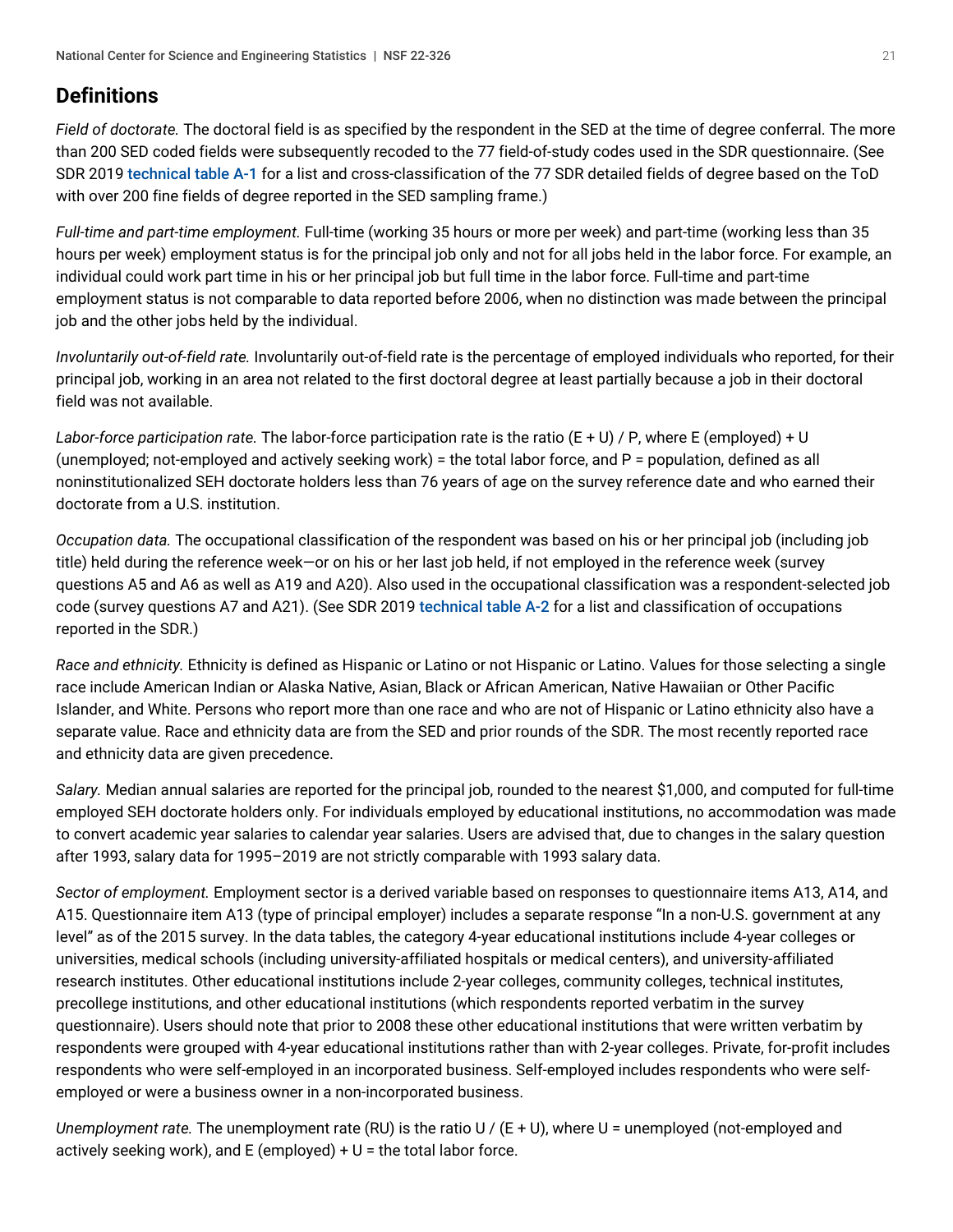## Definitions

*Field of doctorate.* The doctoral field is as specified by the respondent in the SED at the time of degree conferral. The more than 200 SED coded fields were subsequently recoded to the 77 field-of-study codes used in the SDR questionnaire. (See SDR 2019 technical table A-1 for a list and cross-classification of the 77 SDR detailed fields of degree based on the ToD with over 200 fine fields of degree reported in the SED sampling frame.)

*Full-time and part-time employment.* Full-time (working 35 hours or more per week) and part-time (working less than 35 hours per week) employment status is for the principal job only and not for all jobs held in the labor force. For example, an individual could work part time in his or her principal job but full time in the labor force. Full-time and part-time employment status is not comparable to data reported before 2006, when no distinction was made between the principal job and the other jobs held by the individual.

*Involuntarily out-of-field rate.* Involuntarily out-of-field rate is the percentage of employed individuals who reported, for their principal job, working in an area not related to the first doctoral degree at least partially because a job in their doctoral field was not available.

*Labor-force participation rate.* The labor-force participation rate is the ratio (E + U) / P, where E (employed) + U (unemployed; not-employed and actively seeking work) = the total labor force, and P = population, defined as all noninstitutionalized SEH doctorate holders less than 76 years of age on the survey reference date and who earned their doctorate from a U.S. institution.

*Occupation data.* The occupational classification of the respondent was based on his or her principal job (including job title) held during the reference week—or on his or her last job held, if not employed in the reference week (survey questions A5 and A6 as well as A19 and A20). Also used in the occupational classification was a respondent-selected job code (survey questions A7 and A21). (See SDR 2019 technical table A-2 for a list and classification of occupations reported in the SDR.)

*Race and ethnicity.* Ethnicity is defined as Hispanic or Latino or not Hispanic or Latino. Values for those selecting a single race include American Indian or Alaska Native, Asian, Black or African American, Native Hawaiian or Other Pacific Islander, and White. Persons who report more than one race and who are not of Hispanic or Latino ethnicity also have a separate value. Race and ethnicity data are from the SED and prior rounds of the SDR. The most recently reported race and ethnicity data are given precedence.

*Salary.* Median annual salaries are reported for the principal job, rounded to the nearest $1,000, and computed for full-time employed SEH doctorate holders only. For individuals employed by educational institutions, no accommodation was made to convert academic year salaries to calendar year salaries. Users are advised that, due to changes in the salary question after 1993, salary data for 1995–2019 are not strictly comparable with 1993 salary data.

*Sector of employment.* Employment sector is a derived variable based on responses to questionnaire items A13, A14, and A15. Questionnaire item A13 (type of principal employer) includes a separate response "In a non-U.S. government at any level" as of the 2015 survey. In the data tables, the category 4-year educational institutions include 4-year colleges or universities, medical schools (including university-affiliated hospitals or medical centers), and university-affiliated research institutes. Other educational institutions include 2-year colleges, community colleges, technical institutes, precollege institutions, and other educational institutions (which respondents reported verbatim in the survey questionnaire). Users should note that prior to 2008 these other educational institutions that were written verbatim by respondents were grouped with 4-year educational institutions rather than with 2-year colleges. Private, for-profit includes respondents who were self-employed in an incorporated business. Self-employed includes respondents who were self-employed or were a business owner in a non-incorporated business.

*Unemployment rate.* The unemployment rate (RU) is the ratio U / (E + U), where U = unemployed (not-employed and actively seeking work), and E (employed) + U = the total labor force.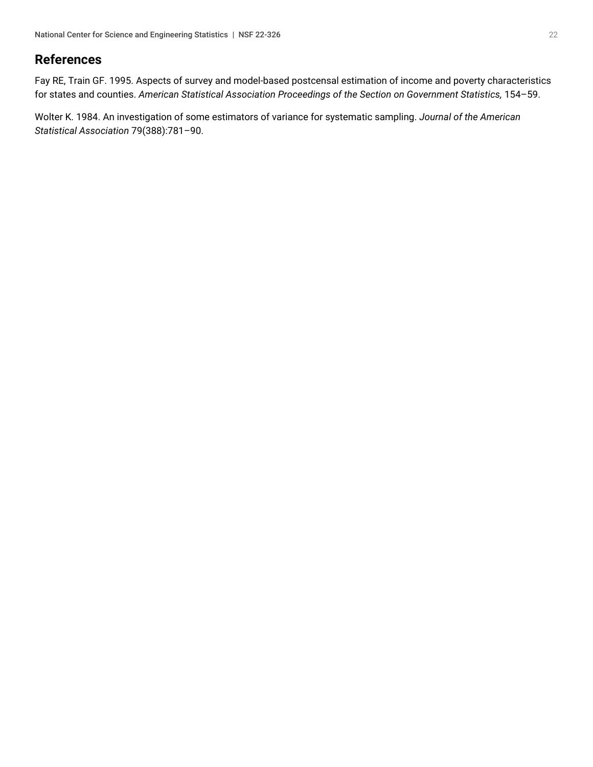## References

Fay RE, Train GF. 1995. Aspects of survey and model-based postcensal estimation of income and poverty characteristics for states and counties. *American Statistical Association Proceedings of the Section on Government Statistics*, 154–59.

Wolter K. 1984. An investigation of some estimators of variance for systematic sampling. *Journal of the American Statistical Association* 79(388):781–90.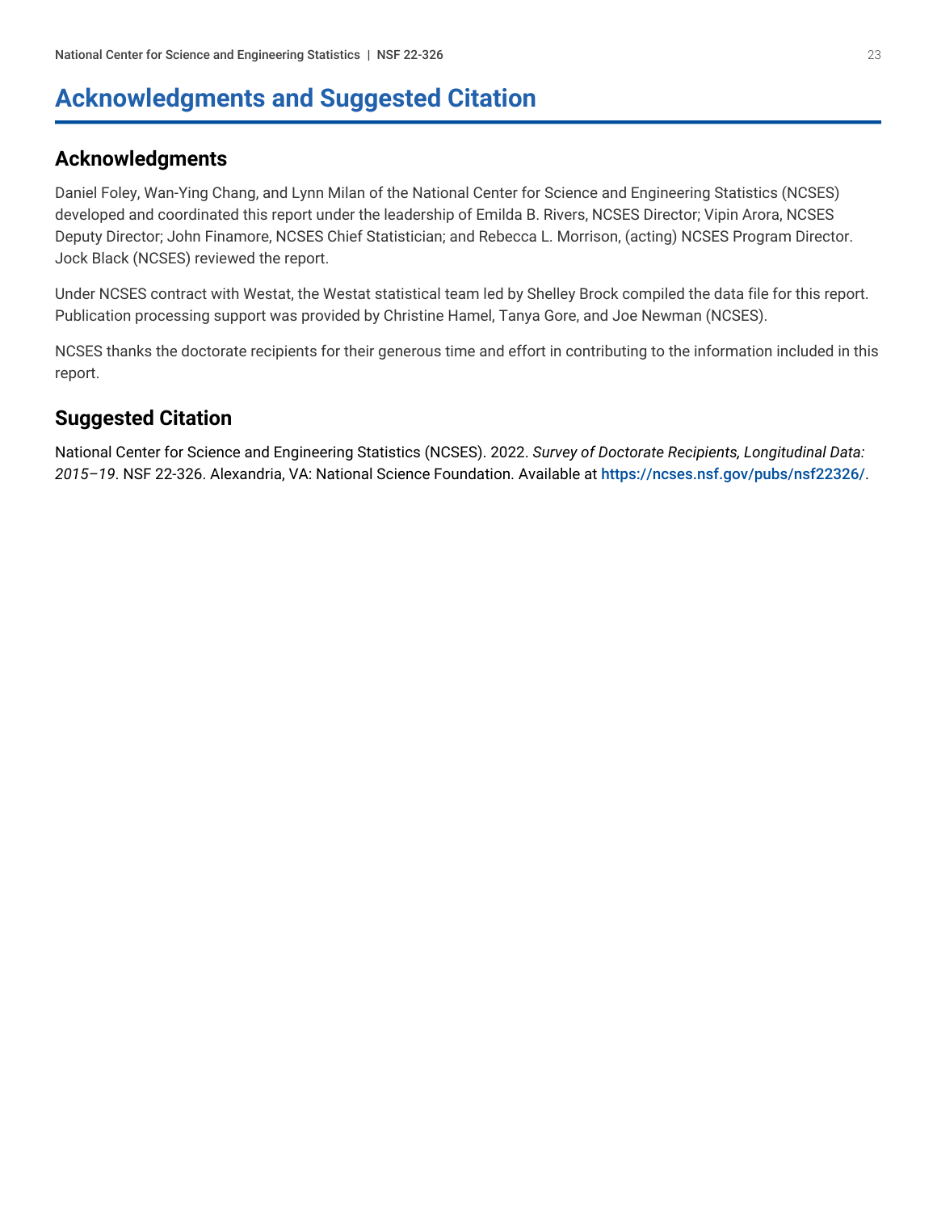# Acknowledgments and Suggested Citation

## Acknowledgments

Daniel Foley, Wan-Ying Chang, and Lynn Milan of the National Center for Science and Engineering Statistics (NCSES) developed and coordinated this report under the leadership of Emilda B. Rivers, NCSES Director; Vipin Arora, NCSES Deputy Director; John Finamore, NCSES Chief Statistician; and Rebecca L. Morrison, (acting) NCSES Program Director. Jock Black (NCSES) reviewed the report.

Under NCSES contract with Westat, the Westat statistical team led by Shelley Brock compiled the data file for this report. Publication processing support was provided by Christine Hamel, Tanya Gore, and Joe Newman (NCSES).

NCSES thanks the doctorate recipients for their generous time and effort in contributing to the information included in this report.

## Suggested Citation

National Center for Science and Engineering Statistics (NCSES). 2022. *Survey of Doctorate Recipients, Longitudinal Data: 2015–19*. NSF 22-326. Alexandria, VA: National Science Foundation. Available at https://ncses.nsf.gov/pubs/nsf22326/.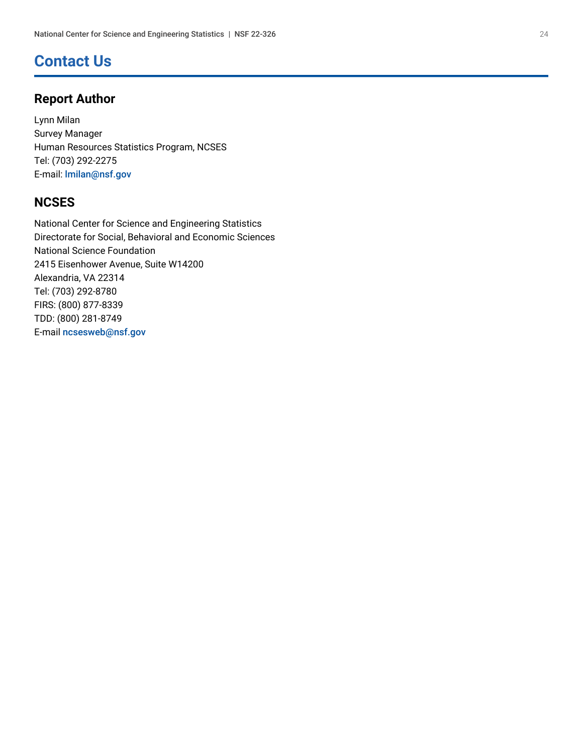# Contact Us

## Report Author

Lynn Milan
Survey Manager
Human Resources Statistics Program, NCSES
Tel: (703) 292-2275
E-mail: lmilan@nsf.gov

## NCSES

National Center for Science and Engineering Statistics
Directorate for Social, Behavioral and Economic Sciences
National Science Foundation
2415 Eisenhower Avenue, Suite W14200
Alexandria, VA 22314
Tel: (703) 292-8780
FIRS: (800) 877-8339
TDD: (800) 281-8749
E-mail ncsesweb@nsf.gov